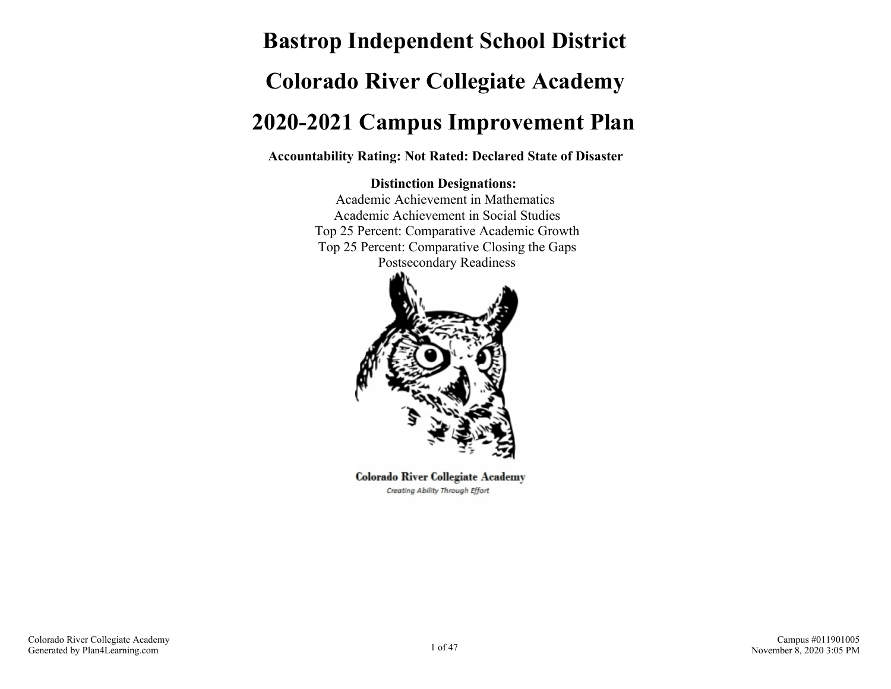# Bastrop Independent School District

# Colorado River Collegiate Academy

# 2020-2021 Campus Improvement Plan

**Accountability Rating: Not Rated: Declared State of Disaster**

**Distinction Designations:**

Academic Achievement in Mathematics

Academic Achievement in Social Studies

Top 25 Percent: Comparative Academic Growth

Top 25 Percent: Comparative Closing the Gaps

Postsecondary Readiness

Colorado River Collegiate Academy

*Creating Ability Through Effort*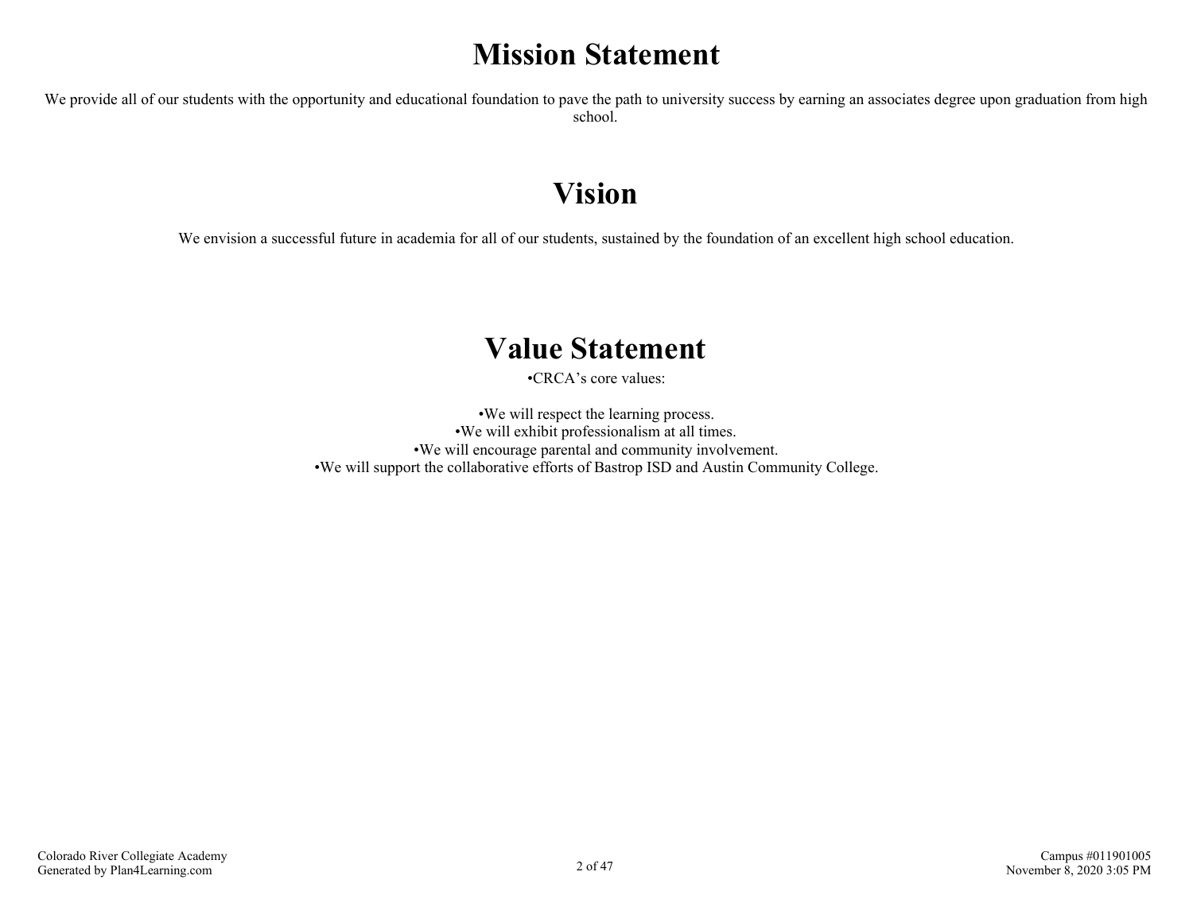# Mission Statement

We provide all of our students with the opportunity and educational foundation to pave the path to university success by earning an associates degree upon graduation from high school.

# Vision

We envision a successful future in academia for all of our students, sustained by the foundation of an excellent high school education.

# Value Statement

•CRCA's core values:

•We will respect the learning process.
•We will exhibit professionalism at all times.
•We will encourage parental and community involvement.
•We will support the collaborative efforts of Bastrop ISD and Austin Community College.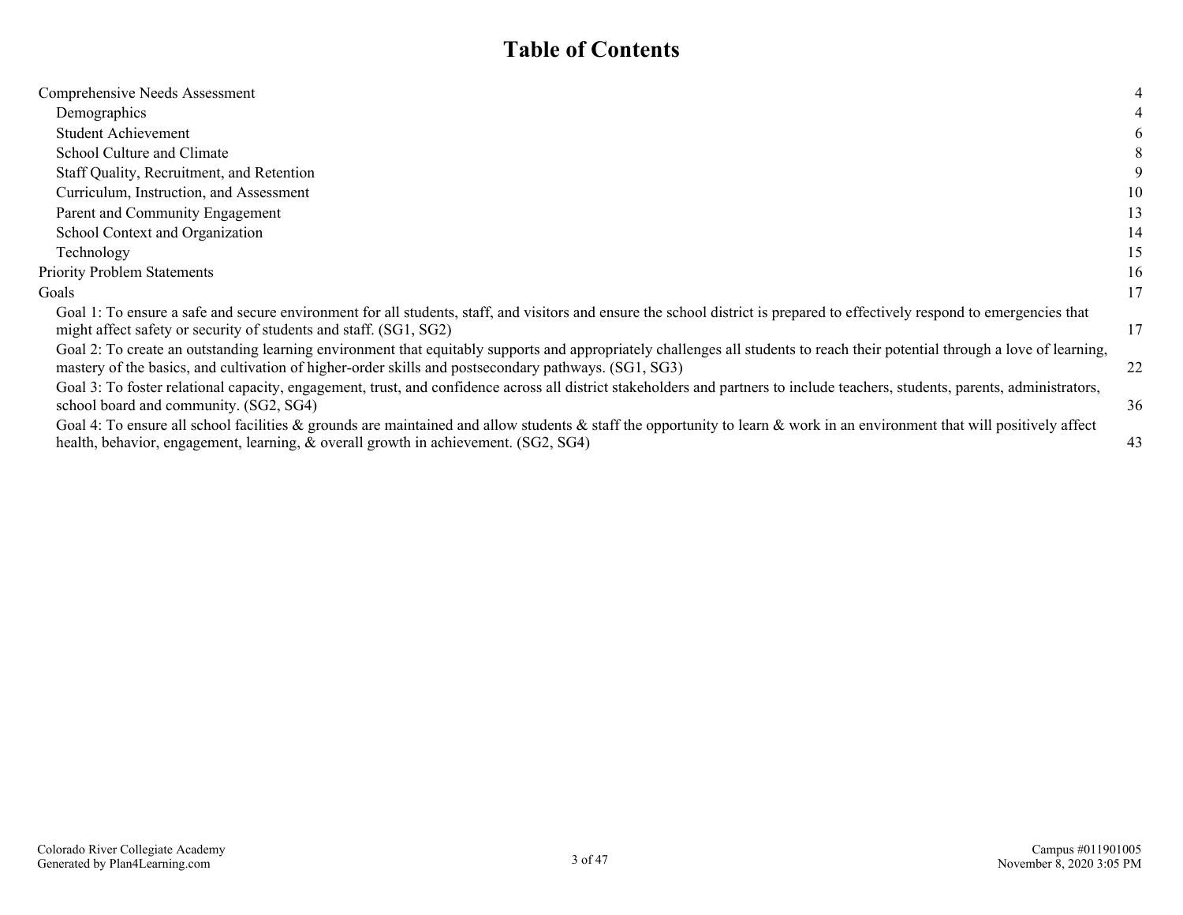# Table of Contents

| | |
|---|---|
| Comprehensive Needs Assessment | 4 |
| Demographics | 4 |
| Student Achievement | 6 |
| School Culture and Climate | 8 |
| Staff Quality, Recruitment, and Retention | 9 |
| Curriculum, Instruction, and Assessment | 10 |
| Parent and Community Engagement | 13 |
| School Context and Organization | 14 |
| Technology | 15 |
| Priority Problem Statements | 16 |
| Goals | 17 |
| Goal 1: To ensure a safe and secure environment for all students, staff, and visitors and ensure the school district is prepared to effectively respond to emergencies that might affect safety or security of students and staff. (SG1, SG2) | 17 |
| Goal 2: To create an outstanding learning environment that equitably supports and appropriately challenges all students to reach their potential through a love of learning, mastery of the basics, and cultivation of higher-order skills and postsecondary pathways. (SG1, SG3) | 22 |
| Goal 3: To foster relational capacity, engagement, trust, and confidence across all district stakeholders and partners to include teachers, students, parents, administrators, school board and community. (SG2, SG4) | 36 |
| Goal 4: To ensure all school facilities & grounds are maintained and allow students & staff the opportunity to learn & work in an environment that will positively affect health, behavior, engagement, learning, & overall growth in achievement. (SG2, SG4) | 43 |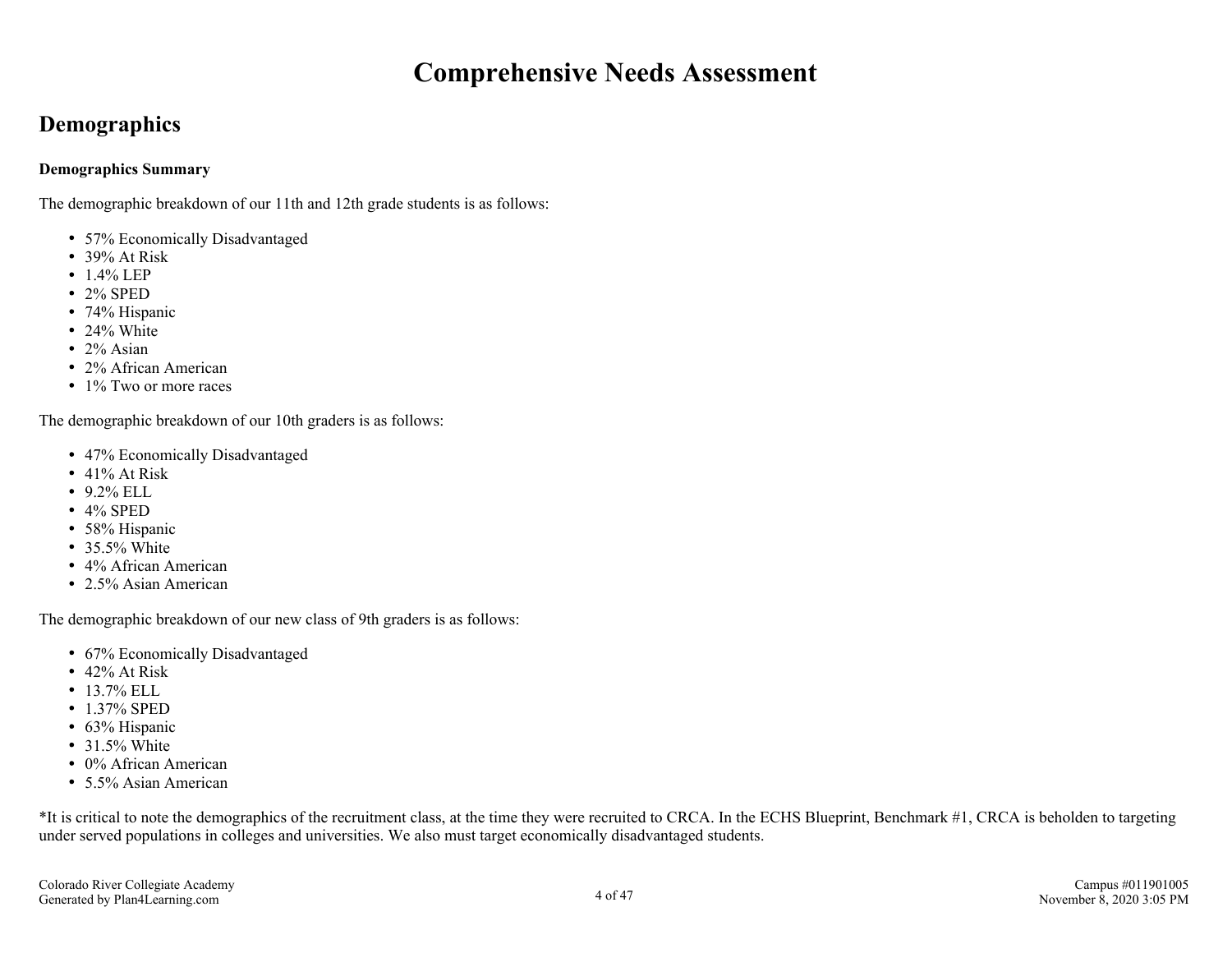# Comprehensive Needs Assessment

## Demographics

**Demographics Summary**

The demographic breakdown of our 11th and 12th grade students is as follows:

- 57% Economically Disadvantaged
- 39% At Risk
- 1.4% LEP
- 2% SPED
- 74% Hispanic
- 24% White
- 2% Asian
- 2% African American
- 1% Two or more races

The demographic breakdown of our 10th graders is as follows:

- 47% Economically Disadvantaged
- 41% At Risk
- 9.2% ELL
- 4% SPED
- 58% Hispanic
- 35.5% White
- 4% African American
- 2.5% Asian American

The demographic breakdown of our new class of 9th graders is as follows:

- 67% Economically Disadvantaged
- 42% At Risk
- 13.7% ELL
- 1.37% SPED
- 63% Hispanic
- 31.5% White
- 0% African American
- 5.5% Asian American

*It is critical to note the demographics of the recruitment class, at the time they were recruited to CRCA. In the ECHS Blueprint, Benchmark #1, CRCA is beholden to targeting under served populations in colleges and universities. We also must target economically disadvantaged students.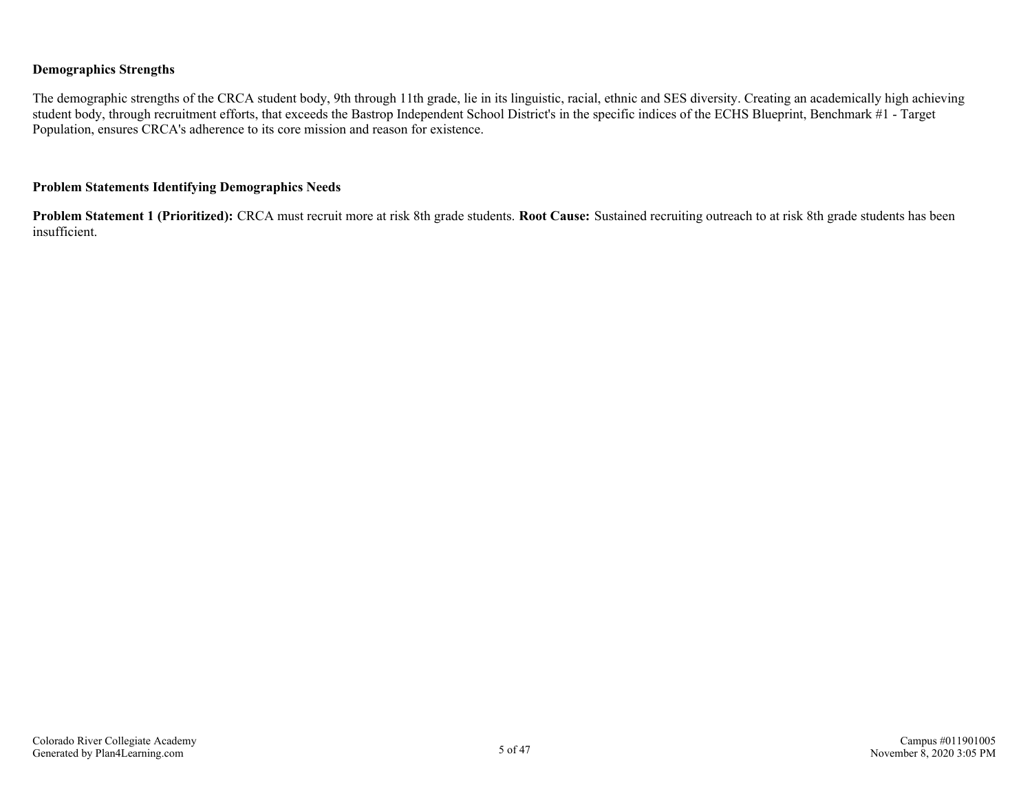**Demographics Strengths**

The demographic strengths of the CRCA student body, 9th through 11th grade, lie in its linguistic, racial, ethnic and SES diversity. Creating an academically high achieving student body, through recruitment efforts, that exceeds the Bastrop Independent School District's in the specific indices of the ECHS Blueprint, Benchmark #1 - Target Population, ensures CRCA's adherence to its core mission and reason for existence.

**Problem Statements Identifying Demographics Needs**

**Problem Statement 1 (Prioritized):** CRCA must recruit more at risk 8th grade students. **Root Cause:** Sustained recruiting outreach to at risk 8th grade students has been insufficient.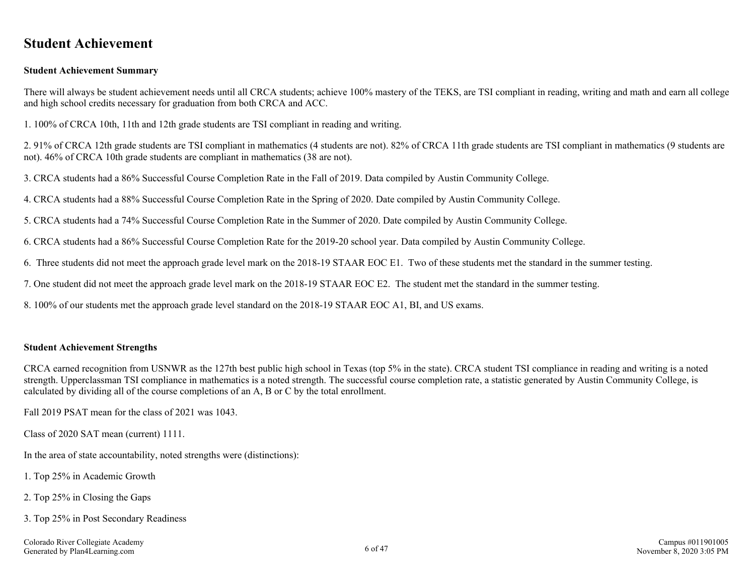# Student Achievement

**Student Achievement Summary**

There will always be student achievement needs until all CRCA students; achieve 100% mastery of the TEKS, are TSI compliant in reading, writing and math and earn all college and high school credits necessary for graduation from both CRCA and ACC.

1. 100% of CRCA 10th, 11th and 12th grade students are TSI compliant in reading and writing.

2. 91% of CRCA 12th grade students are TSI compliant in mathematics (4 students are not). 82% of CRCA 11th grade students are TSI compliant in mathematics (9 students are not). 46% of CRCA 10th grade students are compliant in mathematics (38 are not).

3. CRCA students had a 86% Successful Course Completion Rate in the Fall of 2019. Data compiled by Austin Community College.

4. CRCA students had a 88% Successful Course Completion Rate in the Spring of 2020. Date compiled by Austin Community College.

5. CRCA students had a 74% Successful Course Completion Rate in the Summer of 2020. Date compiled by Austin Community College.

6. CRCA students had a 86% Successful Course Completion Rate for the 2019-20 school year. Data compiled by Austin Community College.

6. Three students did not meet the approach grade level mark on the 2018-19 STAAR EOC E1. Two of these students met the standard in the summer testing.

7. One student did not meet the approach grade level mark on the 2018-19 STAAR EOC E2. The student met the standard in the summer testing.

8. 100% of our students met the approach grade level standard on the 2018-19 STAAR EOC A1, BI, and US exams.

**Student Achievement Strengths**

CRCA earned recognition from USNWR as the 127th best public high school in Texas (top 5% in the state). CRCA student TSI compliance in reading and writing is a noted strength. Upperclassman TSI compliance in mathematics is a noted strength. The successful course completion rate, a statistic generated by Austin Community College, is calculated by dividing all of the course completions of an A, B or C by the total enrollment.

Fall 2019 PSAT mean for the class of 2021 was 1043.

Class of 2020 SAT mean (current) 1111.

In the area of state accountability, noted strengths were (distinctions):

1. Top 25% in Academic Growth

2. Top 25% in Closing the Gaps

3. Top 25% in Post Secondary Readiness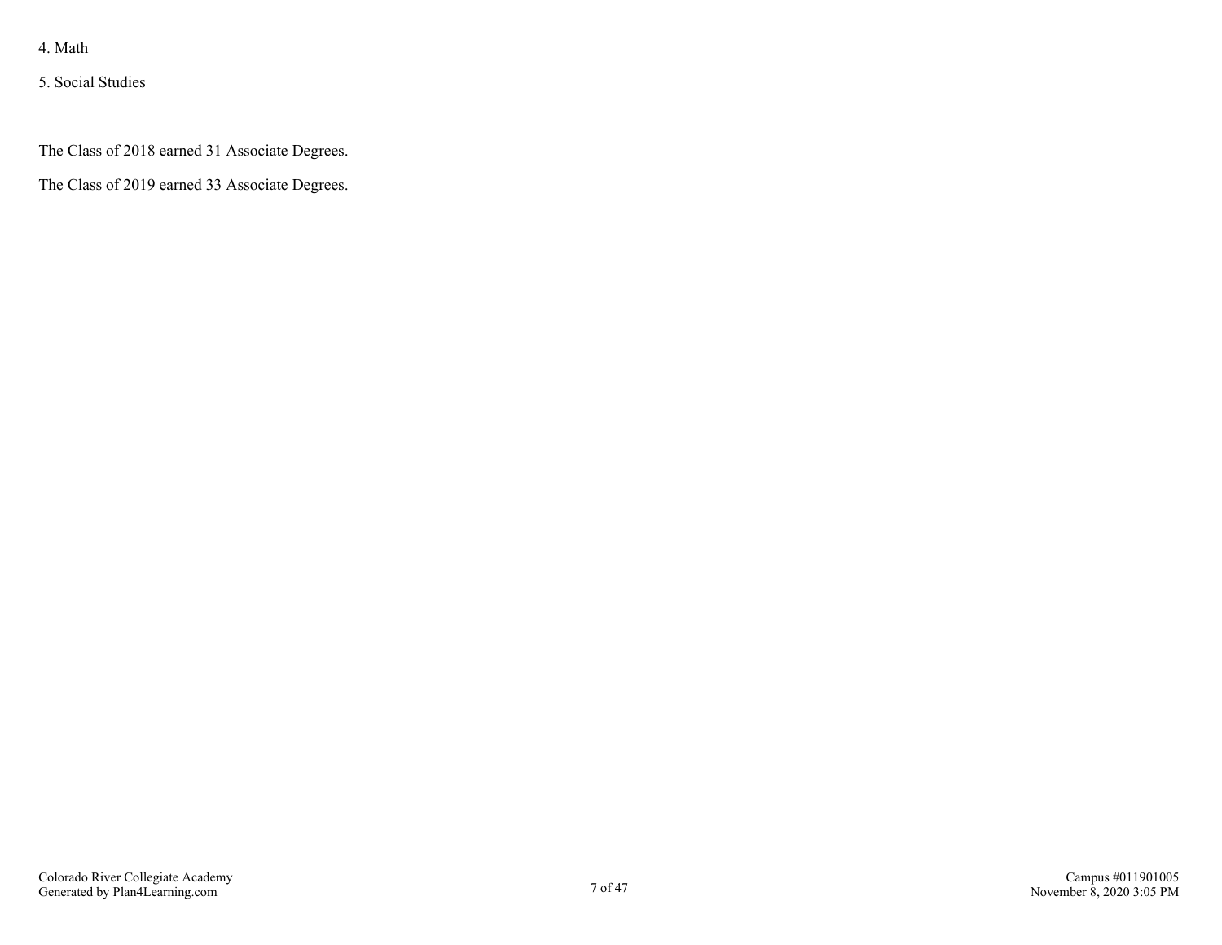4. Math

5. Social Studies

The Class of 2018 earned 31 Associate Degrees.

The Class of 2019 earned 33 Associate Degrees.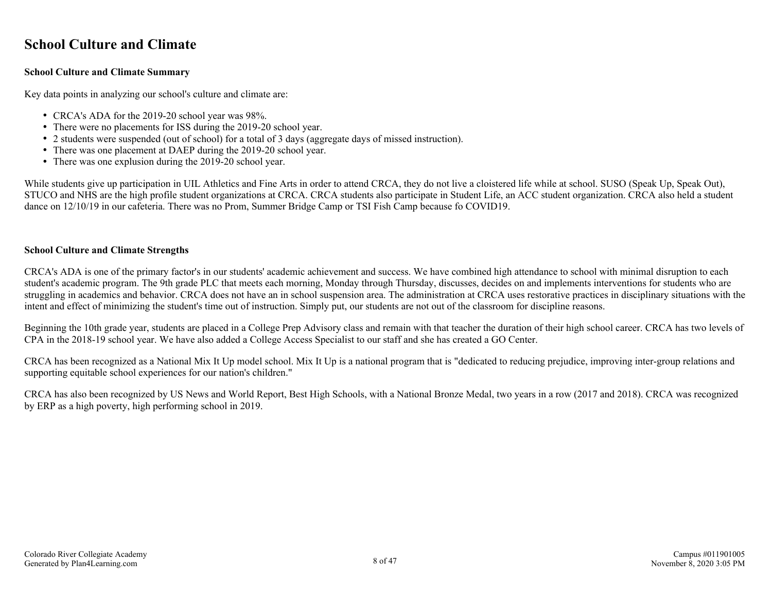# School Culture and Climate

### School Culture and Climate Summary

Key data points in analyzing our school's culture and climate are:

- CRCA's ADA for the 2019-20 school year was 98%.
- There were no placements for ISS during the 2019-20 school year.
- 2 students were suspended (out of school) for a total of 3 days (aggregate days of missed instruction).
- There was one placement at DAEP during the 2019-20 school year.
- There was one explusion during the 2019-20 school year.

While students give up participation in UIL Athletics and Fine Arts in order to attend CRCA, they do not live a cloistered life while at school. SUSO (Speak Up, Speak Out), STUCO and NHS are the high profile student organizations at CRCA. CRCA students also participate in Student Life, an ACC student organization. CRCA also held a student dance on 12/10/19 in our cafeteria. There was no Prom, Summer Bridge Camp or TSI Fish Camp because fo COVID19.

### School Culture and Climate Strengths

CRCA's ADA is one of the primary factor's in our students' academic achievement and success. We have combined high attendance to school with minimal disruption to each student's academic program. The 9th grade PLC that meets each morning, Monday through Thursday, discusses, decides on and implements interventions for students who are struggling in academics and behavior. CRCA does not have an in school suspension area. The administration at CRCA uses restorative practices in disciplinary situations with the intent and effect of minimizing the student's time out of instruction. Simply put, our students are not out of the classroom for discipline reasons.

Beginning the 10th grade year, students are placed in a College Prep Advisory class and remain with that teacher the duration of their high school career. CRCA has two levels of CPA in the 2018-19 school year. We have also added a College Access Specialist to our staff and she has created a GO Center.

CRCA has been recognized as a National Mix It Up model school. Mix It Up is a national program that is "dedicated to reducing prejudice, improving inter-group relations and supporting equitable school experiences for our nation's children."

CRCA has also been recognized by US News and World Report, Best High Schools, with a National Bronze Medal, two years in a row (2017 and 2018). CRCA was recognized by ERP as a high poverty, high performing school in 2019.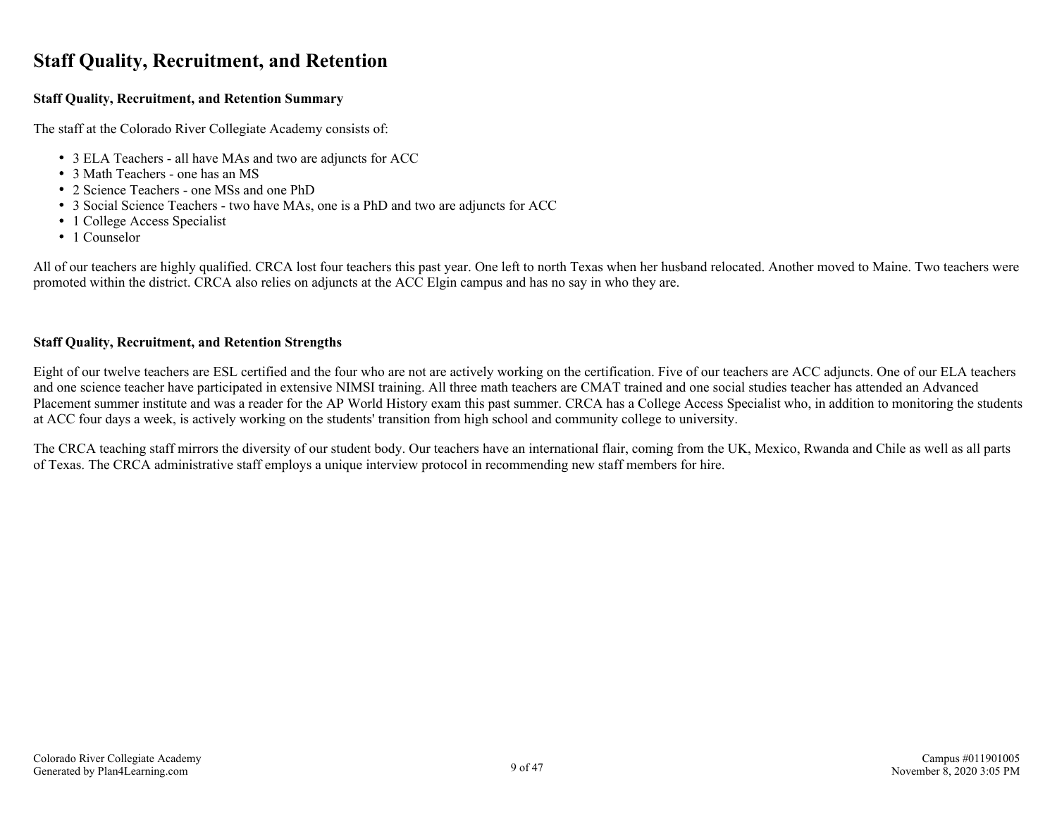# Staff Quality, Recruitment, and Retention

### Staff Quality, Recruitment, and Retention Summary

The staff at the Colorado River Collegiate Academy consists of:

- 3 ELA Teachers - all have MAs and two are adjuncts for ACC
- 3 Math Teachers - one has an MS
- 2 Science Teachers - one MSs and one PhD
- 3 Social Science Teachers - two have MAs, one is a PhD and two are adjuncts for ACC
- 1 College Access Specialist
- 1 Counselor

All of our teachers are highly qualified. CRCA lost four teachers this past year. One left to north Texas when her husband relocated. Another moved to Maine. Two teachers were promoted within the district. CRCA also relies on adjuncts at the ACC Elgin campus and has no say in who they are.

### Staff Quality, Recruitment, and Retention Strengths

Eight of our twelve teachers are ESL certified and the four who are not are actively working on the certification. Five of our teachers are ACC adjuncts. One of our ELA teachers and one science teacher have participated in extensive NIMSI training. All three math teachers are CMAT trained and one social studies teacher has attended an Advanced Placement summer institute and was a reader for the AP World History exam this past summer. CRCA has a College Access Specialist who, in addition to monitoring the students at ACC four days a week, is actively working on the students' transition from high school and community college to university.

The CRCA teaching staff mirrors the diversity of our student body. Our teachers have an international flair, coming from the UK, Mexico, Rwanda and Chile as well as all parts of Texas. The CRCA administrative staff employs a unique interview protocol in recommending new staff members for hire.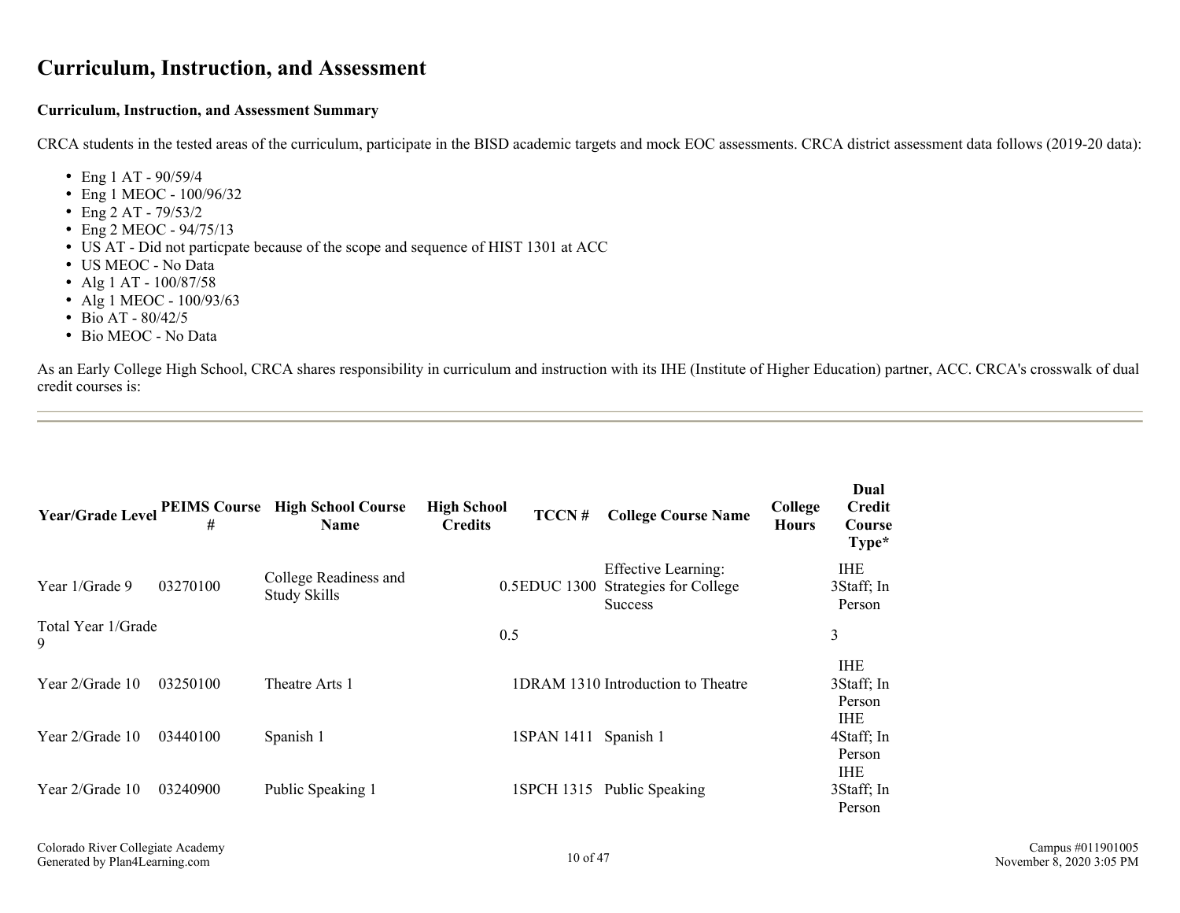# Curriculum, Instruction, and Assessment

**Curriculum, Instruction, and Assessment Summary**

CRCA students in the tested areas of the curriculum, participate in the BISD academic targets and mock EOC assessments. CRCA district assessment data follows (2019-20 data):

- Eng 1 AT - 90/59/4
- Eng 1 MEOC - 100/96/32
- Eng 2 AT - 79/53/2
- Eng 2 MEOC - 94/75/13
- US AT - Did not particpate because of the scope and sequence of HIST 1301 at ACC
- US MEOC - No Data
- Alg 1 AT - 100/87/58
- Alg 1 MEOC - 100/93/63
- Bio AT - 80/42/5
- Bio MEOC - No Data

As an Early College High School, CRCA shares responsibility in curriculum and instruction with its IHE (Institute of Higher Education) partner, ACC. CRCA's crosswalk of dual credit courses is:

| Year/Grade Level | PEIMS Course # | High School Course Name | High School Credits | TCCN # | College Course Name | College Hours | Dual Credit Course Type* |
|---|---|---|---|---|---|---|---|
| Year 1/Grade 9 | 03270100 | College Readiness and Study Skills | 0.5 | EDUC 1300 | Effective Learning: Strategies for College Success | 3 | IHE Staff; In Person |
| Total Year 1/Grade 9 | | | 0.5 | | | 3 | |
| Year 2/Grade 10 | 03250100 | Theatre Arts 1 | 1 | DRAM 1310 | Introduction to Theatre | 3 | IHE Staff; In Person |
| Year 2/Grade 10 | 03440100 | Spanish 1 | 1 | SPAN 1411 | Spanish 1 | 4 | IHE Staff; In Person |
| Year 2/Grade 10 | 03240900 | Public Speaking 1 | 1 | SPCH 1315 | Public Speaking | 3 | IHE Staff; In Person |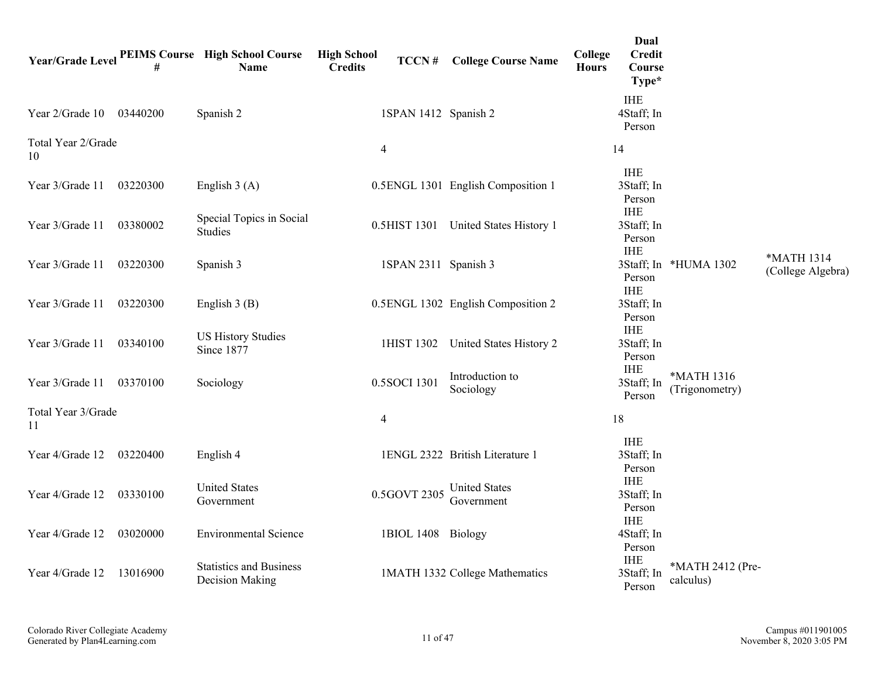| Year/Grade Level | PEIMS Course # | High School Course Name | High School Credits | TCCN # | College Course Name | College Hours | Dual Credit Course Type* | | |
|---|---|---|---|---|---|---|---|---|---|
| Year 2/Grade 10 | 03440200 | Spanish 2 | 1 | SPAN 1412 | Spanish 2 | 4 | IHE Staff; In Person | | |
| Total Year 2/Grade 10 | | | 4 | | | 14 | | | |
| Year 3/Grade 11 | 03220300 | English 3 (A) | 0.5 | ENGL 1301 | English Composition 1 | 3 | IHE Staff; In Person | | |
| Year 3/Grade 11 | 03380002 | Special Topics in Social Studies | 0.5 | HIST 1301 | United States History 1 | 3 | IHE Staff; In Person | | |
| Year 3/Grade 11 | 03220300 | Spanish 3 | 1 | SPAN 2311 | Spanish 3 | 3 | IHE Staff; In Person | *HUMA 1302 | *MATH 1314 (College Algebra) |
| Year 3/Grade 11 | 03220300 | English 3 (B) | 0.5 | ENGL 1302 | English Composition 2 | 3 | IHE Staff; In Person | | |
| Year 3/Grade 11 | 03340100 | US History Studies Since 1877 | 1 | HIST 1302 | United States History 2 | 3 | IHE Staff; In Person | | |
| Year 3/Grade 11 | 03370100 | Sociology | 0.5 | SOCI 1301 | Introduction to Sociology | 3 | IHE Staff; In Person | *MATH 1316 (Trigonometry) | |
| Total Year 3/Grade 11 | | | 4 | | | 18 | | | |
| Year 4/Grade 12 | 03220400 | English 4 | 1 | ENGL 2322 | British Literature 1 | 3 | IHE Staff; In Person | | |
| Year 4/Grade 12 | 03330100 | United States Government | 0.5 | GOVT 2305 | United States Government | 3 | IHE Staff; In Person | | |
| Year 4/Grade 12 | 03020000 | Environmental Science | 1 | BIOL 1408 | Biology | 4 | IHE Staff; In Person | | |
| Year 4/Grade 12 | 13016900 | Statistics and Business Decision Making | 1 | MATH 1332 | College Mathematics | 3 | IHE Staff; In Person | *MATH 2412 (Pre-calculus) | |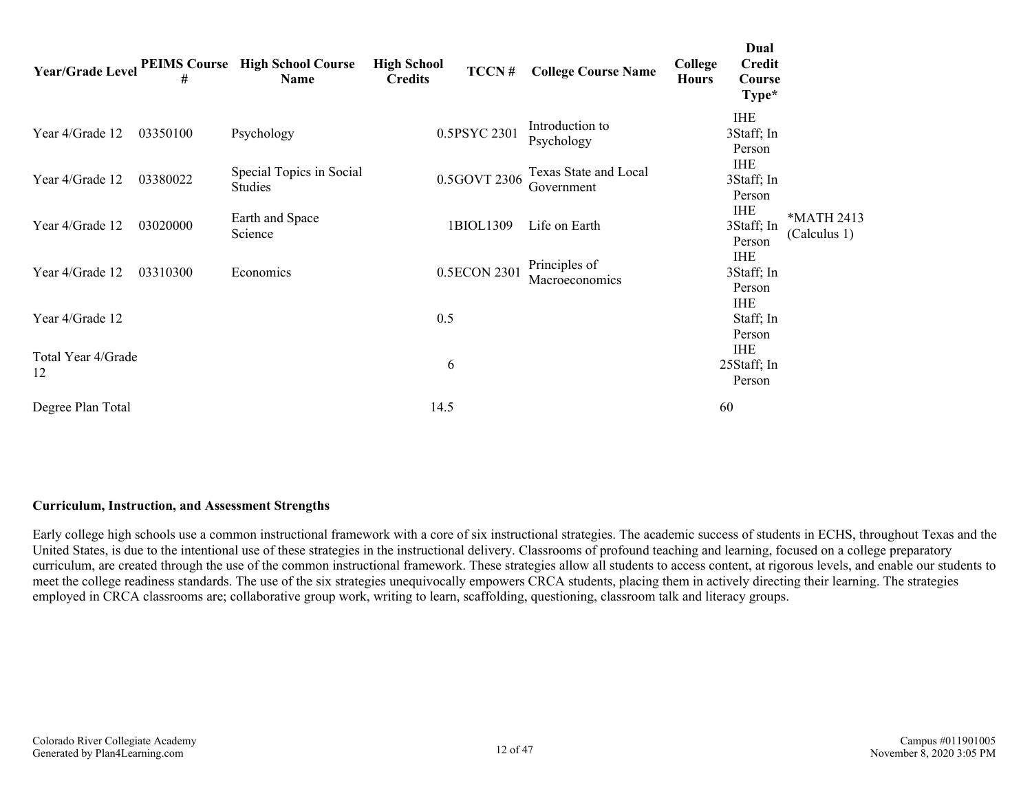| Year/Grade Level | PEIMS Course # | High School Course Name | High School Credits | TCCN # | College Course Name | College Hours | Dual Credit Course Type* | |
|---|---|---|---|---|---|---|---|---|
| Year 4/Grade 12 | 03350100 | Psychology | 0.5 | PSYC 2301 | Introduction to Psychology | 3 | IHE Staff; In Person | |
| Year 4/Grade 12 | 03380022 | Special Topics in Social Studies | 0.5 | GOVT 2306 | Texas State and Local Government | 3 | IHE Staff; In Person | |
| Year 4/Grade 12 | 03020000 | Earth and Space Science | 1 | BIOL1309 | Life on Earth | 3 | IHE Staff; In Person | *MATH 2413 (Calculus 1) |
| Year 4/Grade 12 | 03310300 | Economics | 0.5 | ECON 2301 | Principles of Macroeconomics | 3 | IHE Staff; In Person | |
| Year 4/Grade 12 | | | 0.5 | | | | IHE Staff; In Person | |
| Total Year 4/Grade 12 | | | 6 | | | 25 | IHE Staff; In Person | |
| Degree Plan Total | | | 14.5 | | | 60 | | |

**Curriculum, Instruction, and Assessment Strengths**

Early college high schools use a common instructional framework with a core of six instructional strategies. The academic success of students in ECHS, throughout Texas and the United States, is due to the intentional use of these strategies in the instructional delivery. Classrooms of profound teaching and learning, focused on a college preparatory curriculum, are created through the use of the common instructional framework. These strategies allow all students to access content, at rigorous levels, and enable our students to meet the college readiness standards. The use of the six strategies unequivocally empowers CRCA students, placing them in actively directing their learning. The strategies employed in CRCA classrooms are; collaborative group work, writing to learn, scaffolding, questioning, classroom talk and literacy groups.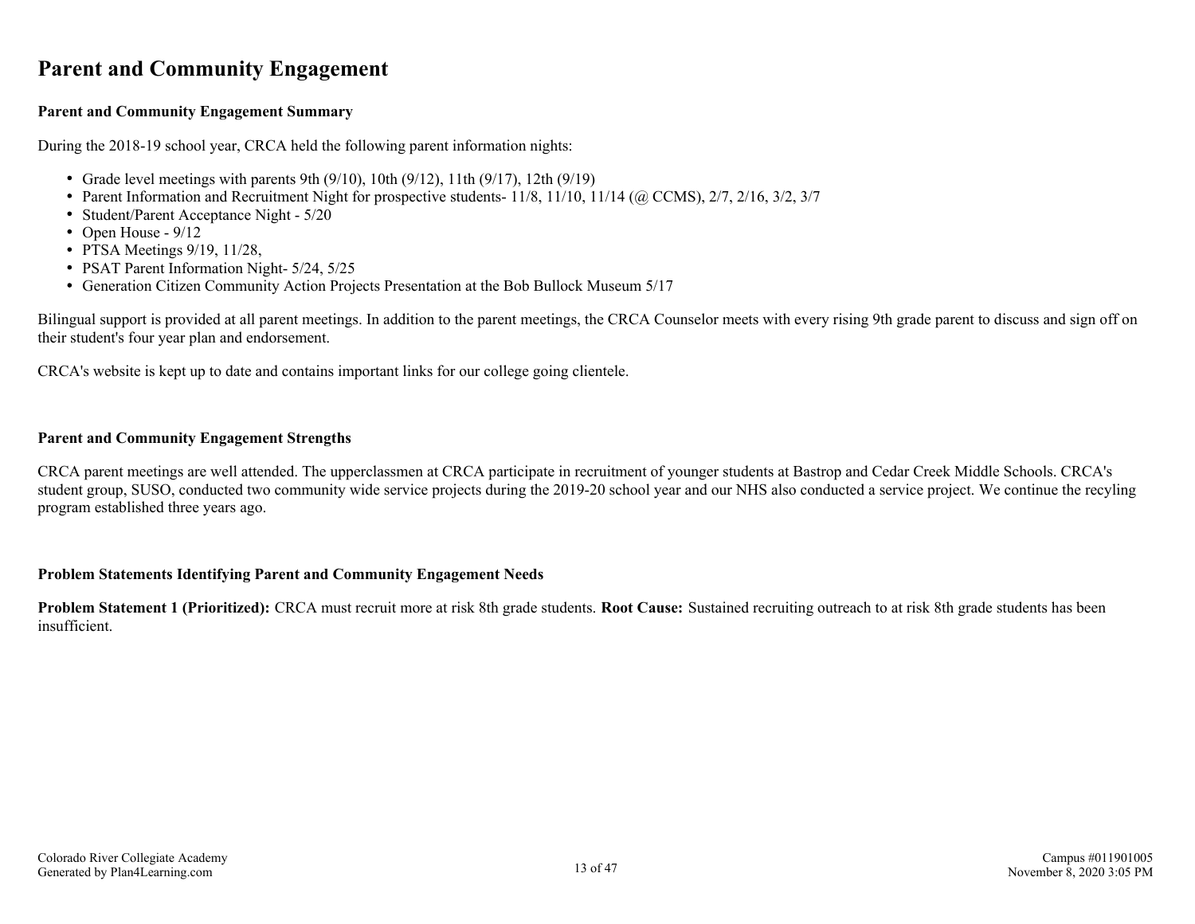# Parent and Community Engagement

### Parent and Community Engagement Summary

During the 2018-19 school year, CRCA held the following parent information nights:

- Grade level meetings with parents 9th (9/10), 10th (9/12), 11th (9/17), 12th (9/19)
- Parent Information and Recruitment Night for prospective students- 11/8, 11/10, 11/14 (@ CCMS), 2/7, 2/16, 3/2, 3/7
- Student/Parent Acceptance Night - 5/20
- Open House - 9/12
- PTSA Meetings 9/19, 11/28,
- PSAT Parent Information Night- 5/24, 5/25
- Generation Citizen Community Action Projects Presentation at the Bob Bullock Museum 5/17

Bilingual support is provided at all parent meetings. In addition to the parent meetings, the CRCA Counselor meets with every rising 9th grade parent to discuss and sign off on their student's four year plan and endorsement.

CRCA's website is kept up to date and contains important links for our college going clientele.

### Parent and Community Engagement Strengths

CRCA parent meetings are well attended. The upperclassmen at CRCA participate in recruitment of younger students at Bastrop and Cedar Creek Middle Schools. CRCA's student group, SUSO, conducted two community wide service projects during the 2019-20 school year and our NHS also conducted a service project. We continue the recyling program established three years ago.

### Problem Statements Identifying Parent and Community Engagement Needs

**Problem Statement 1 (Prioritized):** CRCA must recruit more at risk 8th grade students. **Root Cause:** Sustained recruiting outreach to at risk 8th grade students has been insufficient.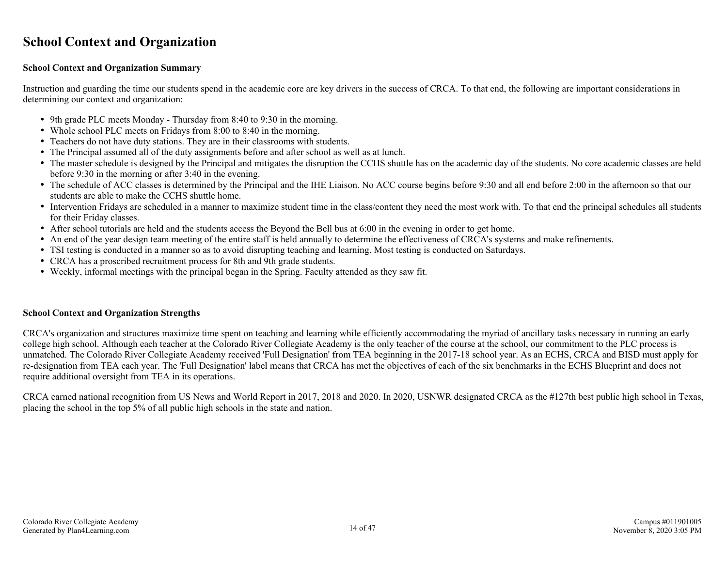# School Context and Organization

### School Context and Organization Summary

Instruction and guarding the time our students spend in the academic core are key drivers in the success of CRCA. To that end, the following are important considerations in determining our context and organization:

- 9th grade PLC meets Monday - Thursday from 8:40 to 9:30 in the morning.
- Whole school PLC meets on Fridays from 8:00 to 8:40 in the morning.
- Teachers do not have duty stations. They are in their classrooms with students.
- The Principal assumed all of the duty assignments before and after school as well as at lunch.
- The master schedule is designed by the Principal and mitigates the disruption the CCHS shuttle has on the academic day of the students. No core academic classes are held before 9:30 in the morning or after 3:40 in the evening.
- The schedule of ACC classes is determined by the Principal and the IHE Liaison. No ACC course begins before 9:30 and all end before 2:00 in the afternoon so that our students are able to make the CCHS shuttle home.
- Intervention Fridays are scheduled in a manner to maximize student time in the class/content they need the most work with. To that end the principal schedules all students for their Friday classes.
- After school tutorials are held and the students access the Beyond the Bell bus at 6:00 in the evening in order to get home.
- An end of the year design team meeting of the entire staff is held annually to determine the effectiveness of CRCA's systems and make refinements.
- TSI testing is conducted in a manner so as to avoid disrupting teaching and learning. Most testing is conducted on Saturdays.
- CRCA has a proscribed recruitment process for 8th and 9th grade students.
- Weekly, informal meetings with the principal began in the Spring. Faculty attended as they saw fit.

### School Context and Organization Strengths

CRCA's organization and structures maximize time spent on teaching and learning while efficiently accommodating the myriad of ancillary tasks necessary in running an early college high school. Although each teacher at the Colorado River Collegiate Academy is the only teacher of the course at the school, our commitment to the PLC process is unmatched. The Colorado River Collegiate Academy received 'Full Designation' from TEA beginning in the 2017-18 school year. As an ECHS, CRCA and BISD must apply for re-designation from TEA each year. The 'Full Designation' label means that CRCA has met the objectives of each of the six benchmarks in the ECHS Blueprint and does not require additional oversight from TEA in its operations.

CRCA earned national recognition from US News and World Report in 2017, 2018 and 2020. In 2020, USNWR designated CRCA as the #127th best public high school in Texas, placing the school in the top 5% of all public high schools in the state and nation.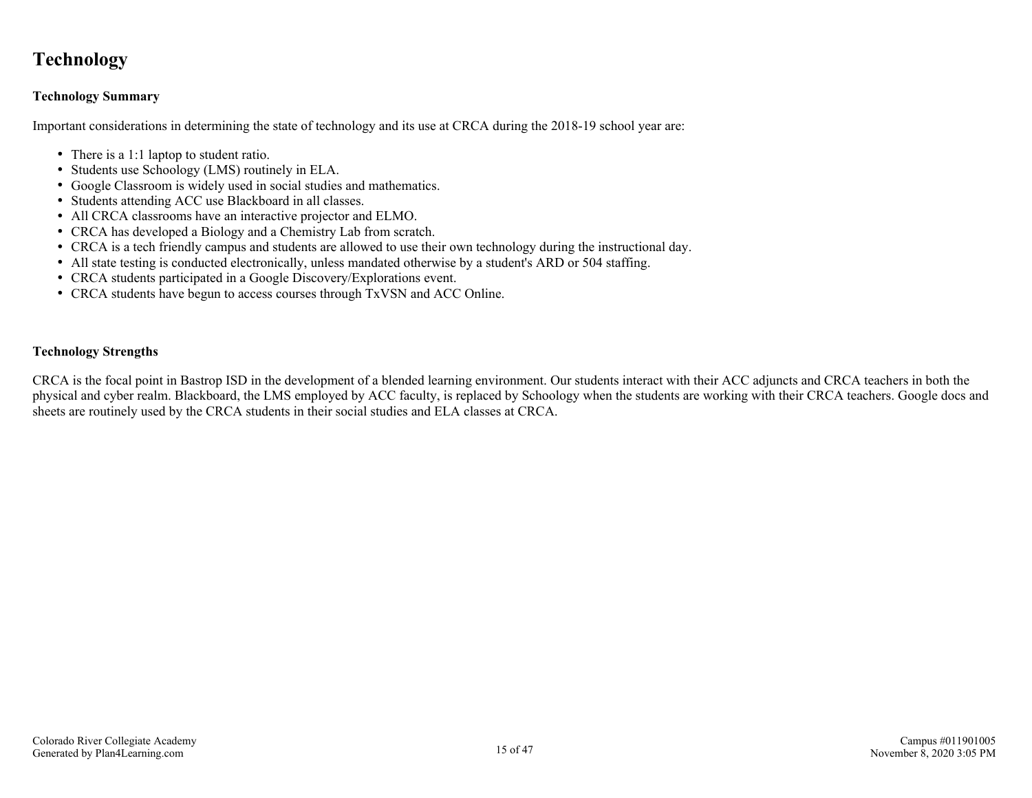# Technology

### Technology Summary

Important considerations in determining the state of technology and its use at CRCA during the 2018-19 school year are:

- There is a 1:1 laptop to student ratio.
- Students use Schoology (LMS) routinely in ELA.
- Google Classroom is widely used in social studies and mathematics.
- Students attending ACC use Blackboard in all classes.
- All CRCA classrooms have an interactive projector and ELMO.
- CRCA has developed a Biology and a Chemistry Lab from scratch.
- CRCA is a tech friendly campus and students are allowed to use their own technology during the instructional day.
- All state testing is conducted electronically, unless mandated otherwise by a student's ARD or 504 staffing.
- CRCA students participated in a Google Discovery/Explorations event.
- CRCA students have begun to access courses through TxVSN and ACC Online.

### Technology Strengths

CRCA is the focal point in Bastrop ISD in the development of a blended learning environment. Our students interact with their ACC adjuncts and CRCA teachers in both the physical and cyber realm. Blackboard, the LMS employed by ACC faculty, is replaced by Schoology when the students are working with their CRCA teachers. Google docs and sheets are routinely used by the CRCA students in their social studies and ELA classes at CRCA.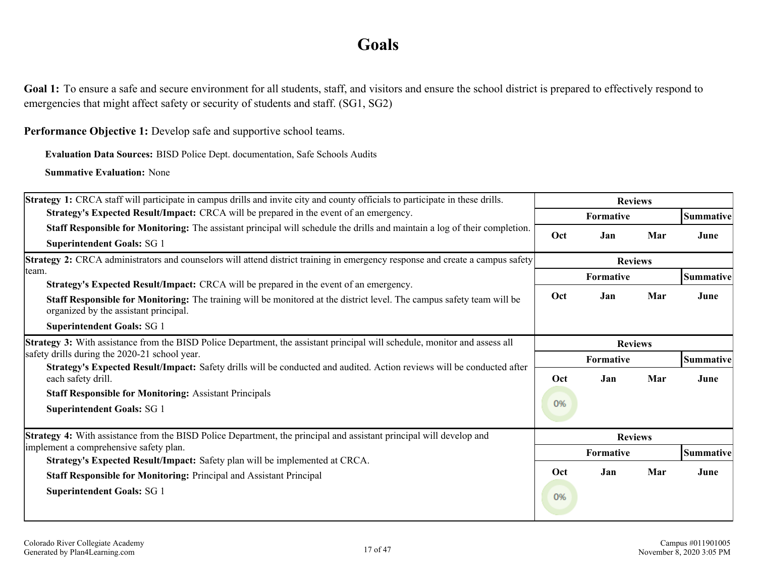# Goals

**Goal 1:** To ensure a safe and secure environment for all students, staff, and visitors and ensure the school district is prepared to effectively respond to emergencies that might affect safety or security of students and staff. (SG1, SG2)

**Performance Objective 1:** Develop safe and supportive school teams.

**Evaluation Data Sources:** BISD Police Dept. documentation, Safe Schools Audits

**Summative Evaluation:** None

| Strategy 1: CRCA staff will participate in campus drills and invite city and county officials to participate in these drills. | Reviews | | | |
|---|---|---|---|---|
| **Strategy's Expected Result/Impact:** CRCA will be prepared in the event of an emergency. | Formative | | | Summative |
| **Staff Responsible for Monitoring:** The assistant principal will schedule the drills and maintain a log of their completion.<br>**Superintendent Goals:** SG 1 | Oct | Jan | Mar | June |

| Strategy 2: CRCA administrators and counselors will attend district training in emergency response and create a campus safety team. | Reviews | | | |
|---|---|---|---|---|
| **Strategy's Expected Result/Impact:** CRCA will be prepared in the event of an emergency. | Formative | | | Summative |
| **Staff Responsible for Monitoring:** The training will be monitored at the district level. The campus safety team will be organized by the assistant principal.<br>**Superintendent Goals:** SG 1 | Oct | Jan | Mar | June |

| Strategy 3: With assistance from the BISD Police Department, the assistant principal will schedule, monitor and assess all safety drills during the 2020-21 school year. | Reviews | | | |
|---|---|---|---|---|
| **Strategy's Expected Result/Impact:** Safety drills will be conducted and audited. Action reviews will be conducted after each safety drill. | Formative | | | Summative |
| **Staff Responsible for Monitoring:** Assistant Principals<br>**Superintendent Goals:** SG 1 | Oct | Jan | Mar | June |
| | 0% | | | |

| Strategy 4: With assistance from the BISD Police Department, the principal and assistant principal will develop and implement a comprehensive safety plan. | Reviews | | | |
|---|---|---|---|---|
| **Strategy's Expected Result/Impact:** Safety plan will be implemented at CRCA. | Formative | | | Summative |
| **Staff Responsible for Monitoring:** Principal and Assistant Principal<br>**Superintendent Goals:** SG 1 | Oct | Jan | Mar | June |
| | 0% | | | |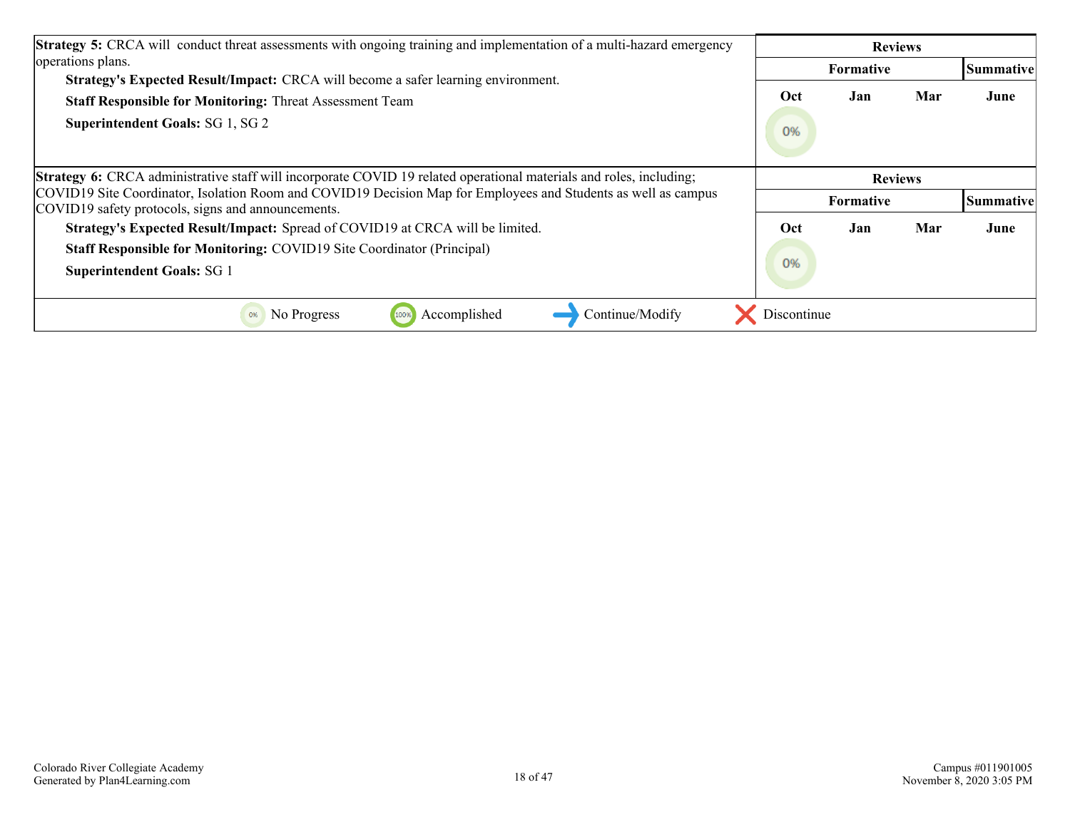| Strategy 5 | Reviews | | | |
|---|---|---|---|---|
| | Formative | | | Summative |
| **Strategy 5:** CRCA will conduct threat assessments with ongoing training and implementation of a multi-hazard emergency operations plans.<br>**Strategy's Expected Result/Impact:** CRCA will become a safer learning environment.<br>**Staff Responsible for Monitoring:** Threat Assessment Team<br>**Superintendent Goals:** SG 1, SG 2 | Oct | Jan | Mar | June |
| | 0% | | | |

| Strategy 6 | Reviews | | | |
|---|---|---|---|---|
| | Formative | | | Summative |
| **Strategy 6:** CRCA administrative staff will incorporate COVID 19 related operational materials and roles, including; COVID19 Site Coordinator, Isolation Room and COVID19 Decision Map for Employees and Students as well as campus COVID19 safety protocols, signs and announcements.<br>**Strategy's Expected Result/Impact:** Spread of COVID19 at CRCA will be limited.<br>**Staff Responsible for Monitoring:** COVID19 Site Coordinator (Principal)<br>**Superintendent Goals:** SG 1 | Oct | Jan | Mar | June |
| | 0% | | | |

0% No Progress | 100% Accomplished | Continue/Modify | Discontinue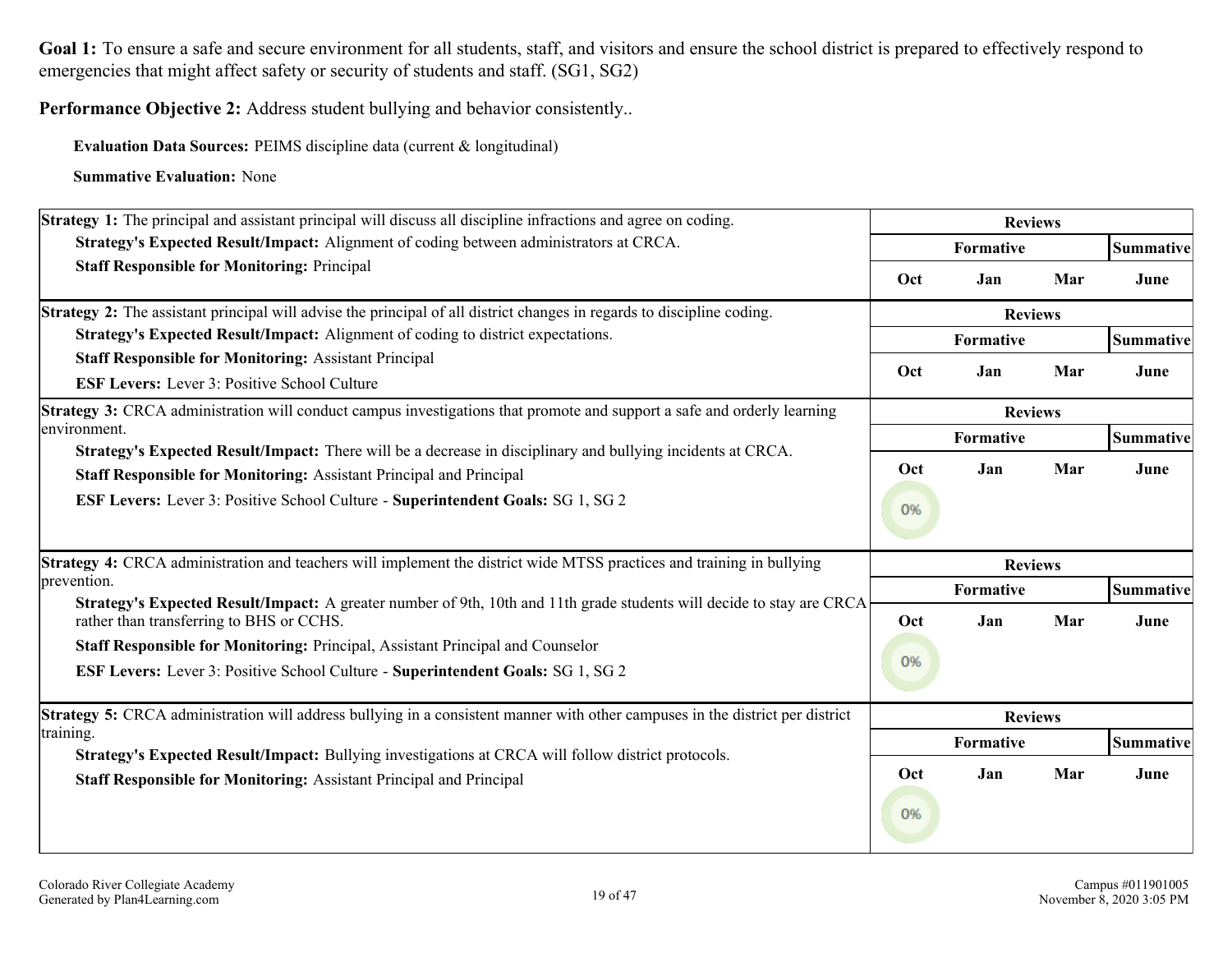**Goal 1:** To ensure a safe and secure environment for all students, staff, and visitors and ensure the school district is prepared to effectively respond to emergencies that might affect safety or security of students and staff. (SG1, SG2)

**Performance Objective 2:** Address student bullying and behavior consistently..

**Evaluation Data Sources:** PEIMS discipline data (current & longitudinal)

**Summative Evaluation:** None

| Strategy | Reviews | | | |
|---|---|---|---|---|
| | Formative | | | Summative |
| | Oct | Jan | Mar | June |
| **Strategy 1:** The principal and assistant principal will discuss all discipline infractions and agree on coding.<br>**Strategy's Expected Result/Impact:** Alignment of coding between administrators at CRCA.<br>**Staff Responsible for Monitoring:** Principal | | | | |
| **Strategy 2:** The assistant principal will advise the principal of all district changes in regards to discipline coding.<br>**Strategy's Expected Result/Impact:** Alignment of coding to district expectations.<br>**Staff Responsible for Monitoring:** Assistant Principal<br>**ESF Levers:** Lever 3: Positive School Culture | | | | |
| **Strategy 3:** CRCA administration will conduct campus investigations that promote and support a safe and orderly learning environment.<br>**Strategy's Expected Result/Impact:** There will be a decrease in disciplinary and bullying incidents at CRCA.<br>**Staff Responsible for Monitoring:** Assistant Principal and Principal<br>**ESF Levers:** Lever 3: Positive School Culture - **Superintendent Goals:** SG 1, SG 2 | 0% | | | |
| **Strategy 4:** CRCA administration and teachers will implement the district wide MTSS practices and training in bullying prevention.<br>**Strategy's Expected Result/Impact:** A greater number of 9th, 10th and 11th grade students will decide to stay are CRCA rather than transferring to BHS or CCHS.<br>**Staff Responsible for Monitoring:** Principal, Assistant Principal and Counselor<br>**ESF Levers:** Lever 3: Positive School Culture - **Superintendent Goals:** SG 1, SG 2 | 0% | | | |
| **Strategy 5:** CRCA administration will address bullying in a consistent manner with other campuses in the district per district training.<br>**Strategy's Expected Result/Impact:** Bullying investigations at CRCA will follow district protocols.<br>**Staff Responsible for Monitoring:** Assistant Principal and Principal | 0% | | | |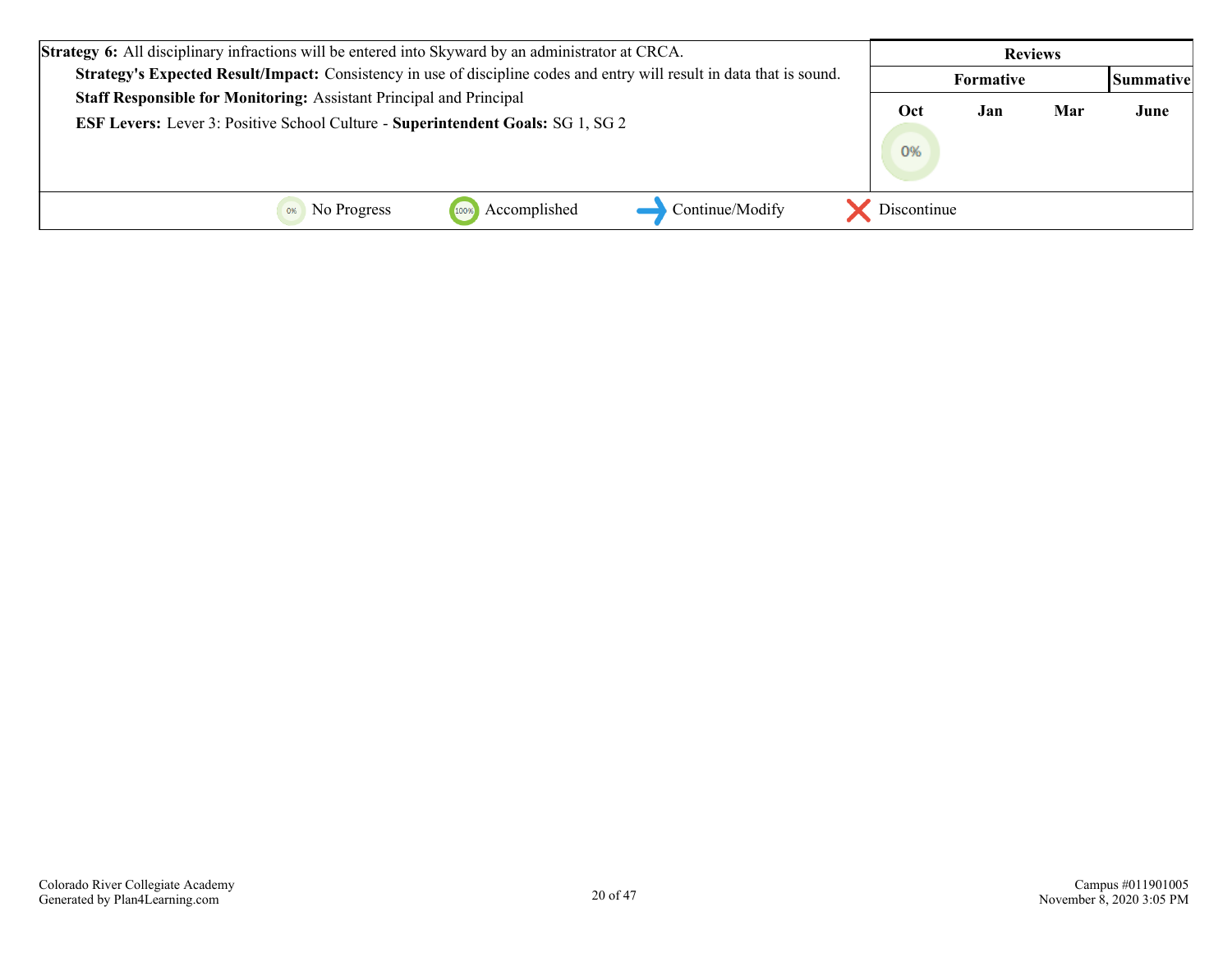| Strategy 6: All disciplinary infractions will be entered into Skyward by an administrator at CRCA. | Reviews | | | |
|---|---|---|---|---|
| | Formative | | | Summative |
| **Strategy's Expected Result/Impact:** Consistency in use of discipline codes and entry will result in data that is sound.<br>**Staff Responsible for Monitoring:** Assistant Principal and Principal<br>**ESF Levers:** Lever 3: Positive School Culture - **Superintendent Goals:** SG 1, SG 2 | Oct | Jan | Mar | June |
| | 0% | | | |

0% No Progress | 100% Accomplished | Continue/Modify | Discontinue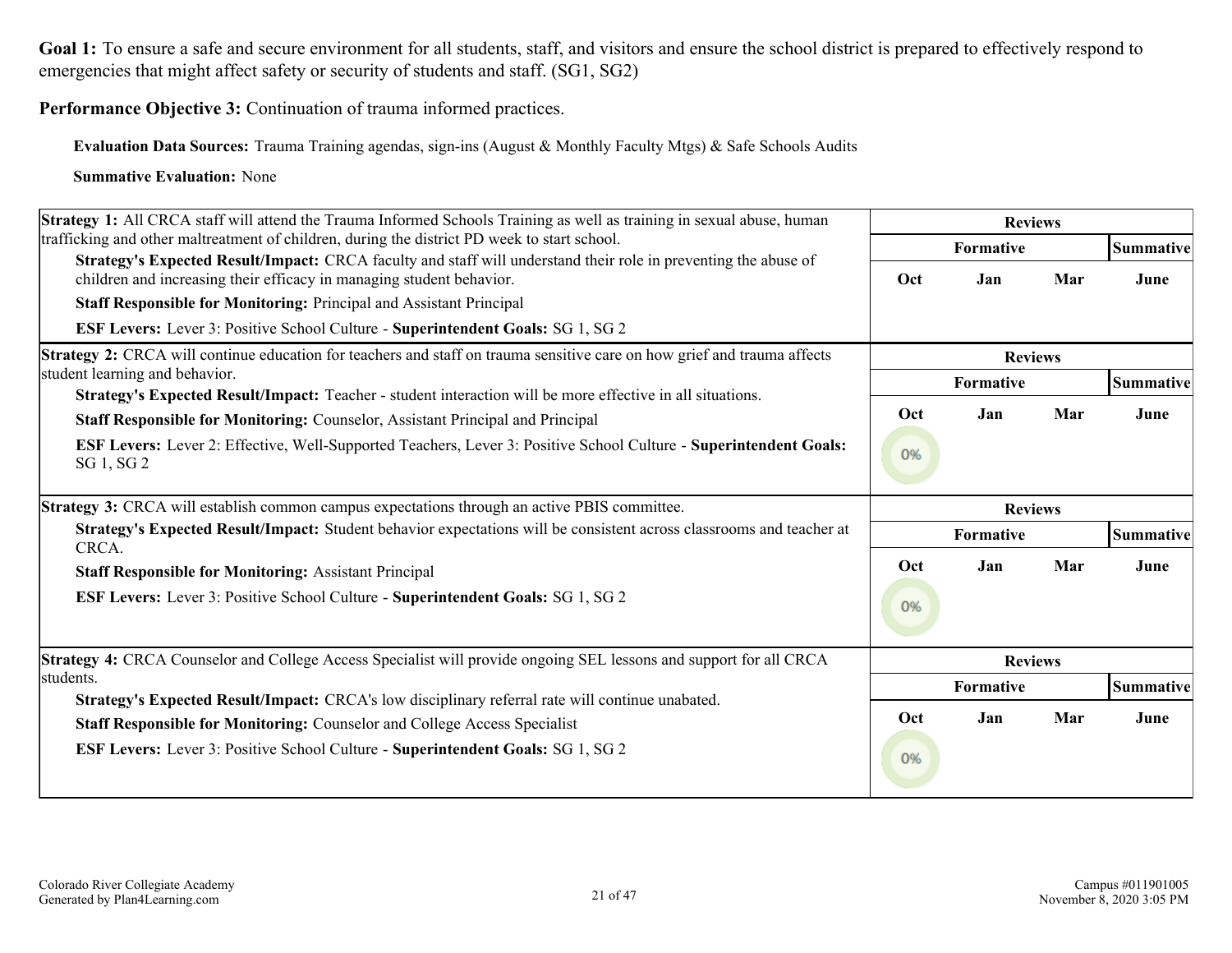**Goal 1:** To ensure a safe and secure environment for all students, staff, and visitors and ensure the school district is prepared to effectively respond to emergencies that might affect safety or security of students and staff. (SG1, SG2)

**Performance Objective 3:** Continuation of trauma informed practices.

**Evaluation Data Sources:** Trauma Training agendas, sign-ins (August & Monthly Faculty Mtgs) & Safe Schools Audits

**Summative Evaluation:** None

| Strategy | Reviews | | | |
|---|---|---|---|---|
| | Formative | | | Summative |
| | Oct | Jan | Mar | June |
| **Strategy 1:** All CRCA staff will attend the Trauma Informed Schools Training as well as training in sexual abuse, human trafficking and other maltreatment of children, during the district PD week to start school.<br>**Strategy's Expected Result/Impact:** CRCA faculty and staff will understand their role in preventing the abuse of children and increasing their efficacy in managing student behavior.<br>**Staff Responsible for Monitoring:** Principal and Assistant Principal<br>**ESF Levers:** Lever 3: Positive School Culture - **Superintendent Goals:** SG 1, SG 2 | | | | |

| Strategy | Reviews | | | |
|---|---|---|---|---|
| | Formative | | | Summative |
| | Oct | Jan | Mar | June |
| **Strategy 2:** CRCA will continue education for teachers and staff on trauma sensitive care on how grief and trauma affects student learning and behavior.<br>**Strategy's Expected Result/Impact:** Teacher - student interaction will be more effective in all situations.<br>**Staff Responsible for Monitoring:** Counselor, Assistant Principal and Principal<br>**ESF Levers:** Lever 2: Effective, Well-Supported Teachers, Lever 3: Positive School Culture - **Superintendent Goals:** SG 1, SG 2 | 0% | | | |

| Strategy | Reviews | | | |
|---|---|---|---|---|
| | Formative | | | Summative |
| | Oct | Jan | Mar | June |
| **Strategy 3:** CRCA will establish common campus expectations through an active PBIS committee.<br>**Strategy's Expected Result/Impact:** Student behavior expectations will be consistent across classrooms and teacher at CRCA.<br>**Staff Responsible for Monitoring:** Assistant Principal<br>**ESF Levers:** Lever 3: Positive School Culture - **Superintendent Goals:** SG 1, SG 2 | 0% | | | |

| Strategy | Reviews | | | |
|---|---|---|---|---|
| | Formative | | | Summative |
| | Oct | Jan | Mar | June |
| **Strategy 4:** CRCA Counselor and College Access Specialist will provide ongoing SEL lessons and support for all CRCA students.<br>**Strategy's Expected Result/Impact:** CRCA's low disciplinary referral rate will continue unabated.<br>**Staff Responsible for Monitoring:** Counselor and College Access Specialist<br>**ESF Levers:** Lever 3: Positive School Culture - **Superintendent Goals:** SG 1, SG 2 | 0% | | | |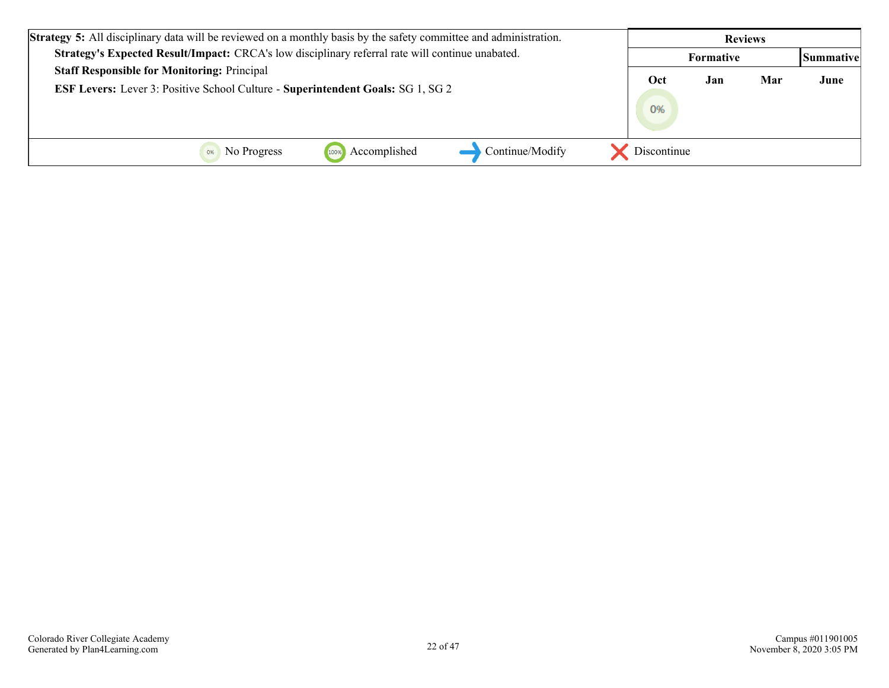| Strategy 5: All disciplinary data will be reviewed on a monthly basis by the safety committee and administration. | Reviews | | | |
|---|---|---|---|---|
| | Formative | | | Summative |
| **Strategy's Expected Result/Impact:** CRCA's low disciplinary referral rate will continue unabated. **Staff Responsible for Monitoring:** Principal **ESF Levers:** Lever 3: Positive School Culture - **Superintendent Goals:** SG 1, SG 2 | Oct | Jan | Mar | June |
| | 0% | | | |

0% No Progress | 100% Accomplished | → Continue/Modify | ✕ Discontinue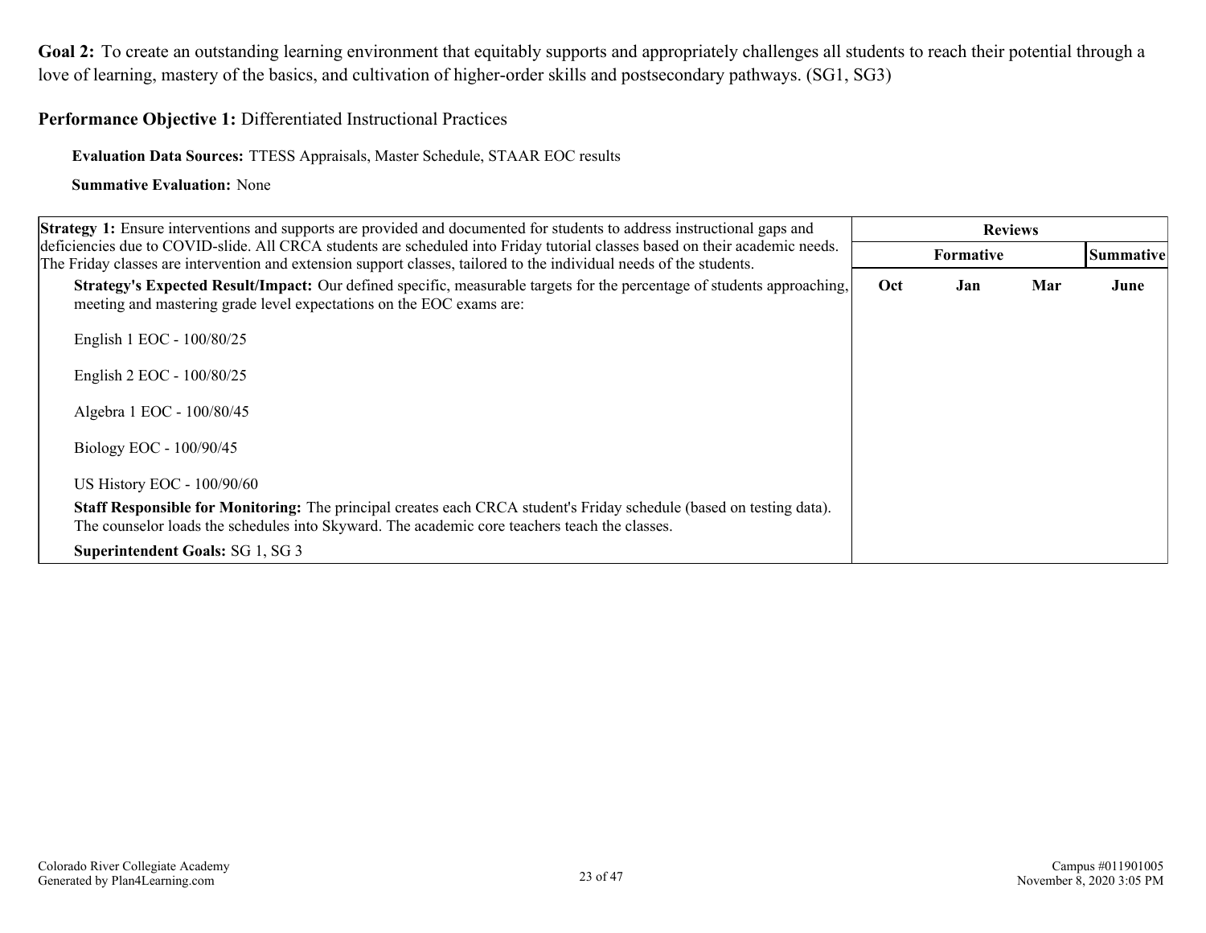**Goal 2:** To create an outstanding learning environment that equitably supports and appropriately challenges all students to reach their potential through a love of learning, mastery of the basics, and cultivation of higher-order skills and postsecondary pathways. (SG1, SG3)

**Performance Objective 1:** Differentiated Instructional Practices

**Evaluation Data Sources:** TTESS Appraisals, Master Schedule, STAAR EOC results

**Summative Evaluation:** None

| Strategy 1 Details | Reviews | | | |
|---|---|---|---|---|
| | Formative | | | Summative |
| **Strategy 1:** Ensure interventions and supports are provided and documented for students to address instructional gaps and deficiencies due to COVID-slide. All CRCA students are scheduled into Friday tutorial classes based on their academic needs. The Friday classes are intervention and extension support classes, tailored to the individual needs of the students. | Oct | Jan | Mar | June |
| **Strategy's Expected Result/Impact:** Our defined specific, measurable targets for the percentage of students approaching, meeting and mastering grade level expectations on the EOC exams are:<br><br>English 1 EOC - 100/80/25<br><br>English 2 EOC - 100/80/25<br><br>Algebra 1 EOC - 100/80/45<br><br>Biology EOC - 100/90/45<br><br>US History EOC - 100/90/60<br><br>**Staff Responsible for Monitoring:** The principal creates each CRCA student's Friday schedule (based on testing data). The counselor loads the schedules into Skyward. The academic core teachers teach the classes.<br><br>**Superintendent Goals:** SG 1, SG 3 | | | | |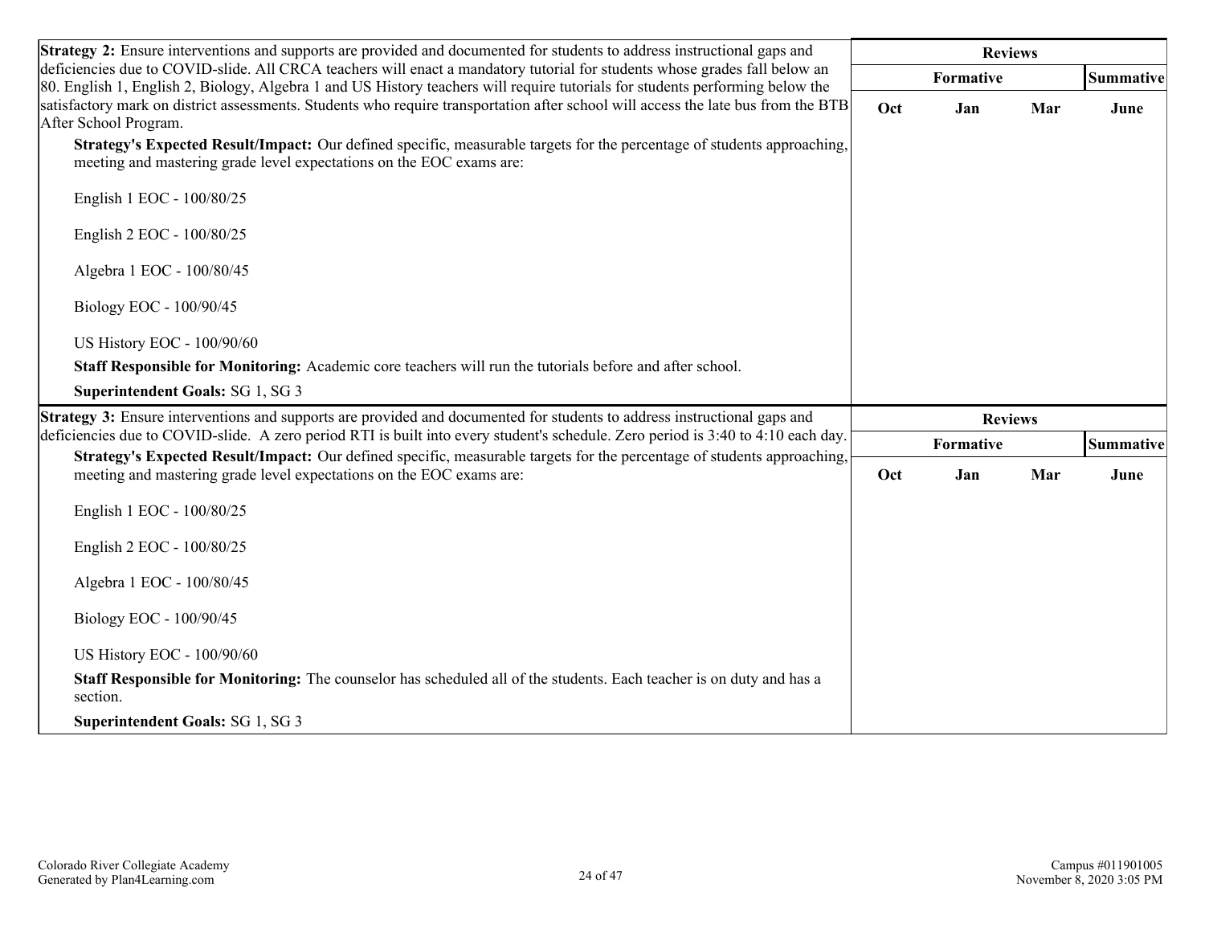| Strategy 2 | Reviews | | | |
|---|---|---|---|---|
| | Formative | | | Summative |
| **Strategy 2:** Ensure interventions and supports are provided and documented for students to address instructional gaps and deficiencies due to COVID-slide. All CRCA teachers will enact a mandatory tutorial for students whose grades fall below an 80. English 1, English 2, Biology, Algebra 1 and US History teachers will require tutorials for students performing below the satisfactory mark on district assessments. Students who require transportation after school will access the late bus from the BTB After School Program.<br><br>**Strategy's Expected Result/Impact:** Our defined specific, measurable targets for the percentage of students approaching, meeting and mastering grade level expectations on the EOC exams are:<br><br>English 1 EOC - 100/80/25<br><br>English 2 EOC - 100/80/25<br><br>Algebra 1 EOC - 100/80/45<br><br>Biology EOC - 100/90/45<br><br>US History EOC - 100/90/60<br><br>**Staff Responsible for Monitoring:** Academic core teachers will run the tutorials before and after school.<br><br>**Superintendent Goals:** SG 1, SG 3 | Oct | Jan | Mar | June |

| Strategy 3 | Reviews | | | |
|---|---|---|---|---|
| | Formative | | | Summative |
| **Strategy 3:** Ensure interventions and supports are provided and documented for students to address instructional gaps and deficiencies due to COVID-slide. A zero period RTI is built into every student's schedule. Zero period is 3:40 to 4:10 each day.<br><br>**Strategy's Expected Result/Impact:** Our defined specific, measurable targets for the percentage of students approaching, meeting and mastering grade level expectations on the EOC exams are:<br><br>English 1 EOC - 100/80/25<br><br>English 2 EOC - 100/80/25<br><br>Algebra 1 EOC - 100/80/45<br><br>Biology EOC - 100/90/45<br><br>US History EOC - 100/90/60<br><br>**Staff Responsible for Monitoring:** The counselor has scheduled all of the students. Each teacher is on duty and has a section.<br><br>**Superintendent Goals:** SG 1, SG 3 | Oct | Jan | Mar | June |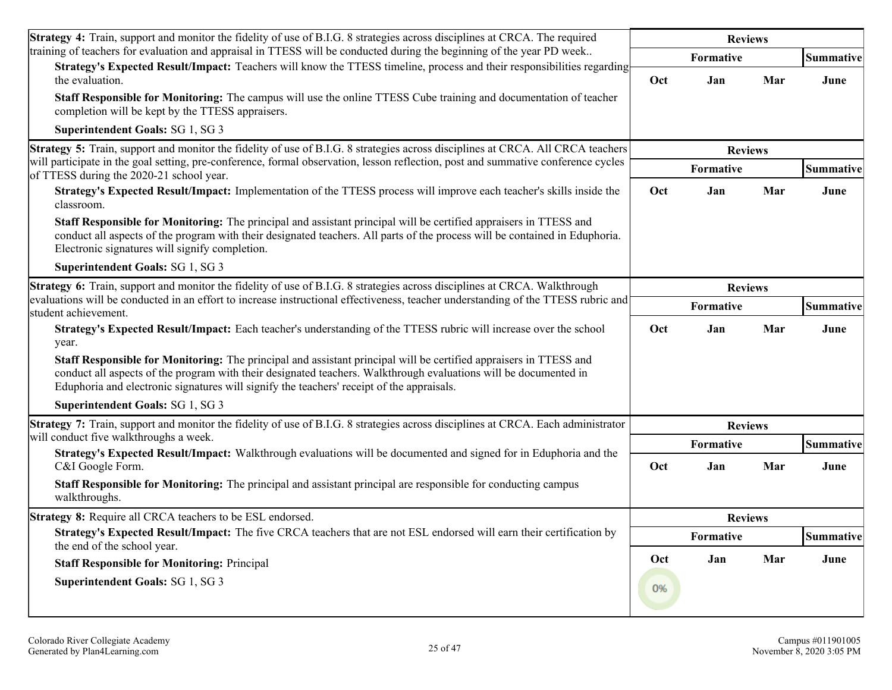| Strategy 4: Train, support and monitor the fidelity of use of B.I.G. 8 strategies across disciplines at CRCA. The required training of teachers for evaluation and appraisal in TTESS will be conducted during the beginning of the year PD week.. | Reviews | | | |
|---|---|---|---|---|
| **Strategy's Expected Result/Impact:** Teachers will know the TTESS timeline, process and their responsibilities regarding the evaluation. | Formative | | | Summative |
| **Staff Responsible for Monitoring:** The campus will use the online TTESS Cube training and documentation of teacher completion will be kept by the TTESS appraisers. | Oct | Jan | Mar | June |
| **Superintendent Goals:** SG 1, SG 3 | | | | |

| Strategy 5: Train, support and monitor the fidelity of use of B.I.G. 8 strategies across disciplines at CRCA. All CRCA teachers will participate in the goal setting, pre-conference, formal observation, lesson reflection, post and summative conference cycles of TTESS during the 2020-21 school year. | Reviews | | | |
|---|---|---|---|---|
| **Strategy's Expected Result/Impact:** Implementation of the TTESS process will improve each teacher's skills inside the classroom. | Formative | | | Summative |
| **Staff Responsible for Monitoring:** The principal and assistant principal will be certified appraisers in TTESS and conduct all aspects of the program with their designated teachers. All parts of the process will be contained in Eduphoria. Electronic signatures will signify completion. | Oct | Jan | Mar | June |
| **Superintendent Goals:** SG 1, SG 3 | | | | |

| Strategy 6: Train, support and monitor the fidelity of use of B.I.G. 8 strategies across disciplines at CRCA. Walkthrough evaluations will be conducted in an effort to increase instructional effectiveness, teacher understanding of the TTESS rubric and student achievement. | Reviews | | | |
|---|---|---|---|---|
| **Strategy's Expected Result/Impact:** Each teacher's understanding of the TTESS rubric will increase over the school year. | Formative | | | Summative |
| **Staff Responsible for Monitoring:** The principal and assistant principal will be certified appraisers in TTESS and conduct all aspects of the program with their designated teachers. Walkthrough evaluations will be documented in Eduphoria and electronic signatures will signify the teachers' receipt of the appraisals. | Oct | Jan | Mar | June |
| **Superintendent Goals:** SG 1, SG 3 | | | | |

| Strategy 7: Train, support and monitor the fidelity of use of B.I.G. 8 strategies across disciplines at CRCA. Each administrator will conduct five walkthroughs a week. | Reviews | | | |
|---|---|---|---|---|
| **Strategy's Expected Result/Impact:** Walkthrough evaluations will be documented and signed for in Eduphoria and the C&I Google Form. | Formative | | | Summative |
| **Staff Responsible for Monitoring:** The principal and assistant principal are responsible for conducting campus walkthroughs. | Oct | Jan | Mar | June |

| Strategy 8: Require all CRCA teachers to be ESL endorsed. | Reviews | | | |
|---|---|---|---|---|
| **Strategy's Expected Result/Impact:** The five CRCA teachers that are not ESL endorsed will earn their certification by the end of the school year. | Formative | | | Summative |
| **Staff Responsible for Monitoring:** Principal | Oct | Jan | Mar | June |
| **Superintendent Goals:** SG 1, SG 3 | 0% | | | |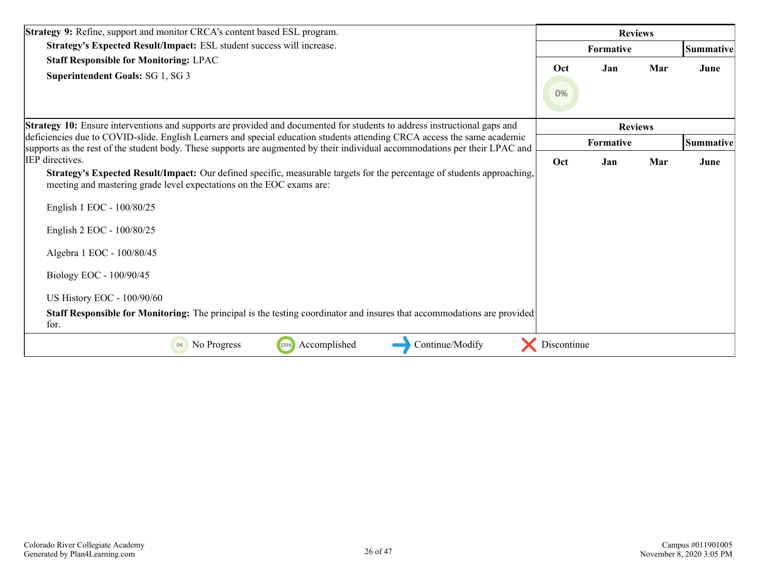| Strategy | Reviews | | | |
|---|---|---|---|---|
| | Formative | | | Summative |
| | Oct | Jan | Mar | June |
| **Strategy 9:** Refine, support and monitor CRCA's content based ESL program.<br>**Strategy's Expected Result/Impact:** ESL student success will increase.<br>**Staff Responsible for Monitoring:** LPAC<br>**Superintendent Goals:** SG 1, SG 3 | 0% | | | |

| Strategy | Reviews | | | |
|---|---|---|---|---|
| | Formative | | | Summative |
| | Oct | Jan | Mar | June |
| **Strategy 10:** Ensure interventions and supports are provided and documented for students to address instructional gaps and deficiencies due to COVID-slide. English Learners and special education students attending CRCA access the same academic supports as the rest of the student body. These supports are augmented by their individual accommodations per their LPAC and IEP directives.<br>**Strategy's Expected Result/Impact:** Our defined specific, measurable targets for the percentage of students approaching, meeting and mastering grade level expectations on the EOC exams are:<br>English 1 EOC - 100/80/25<br>English 2 EOC - 100/80/25<br>Algebra 1 EOC - 100/80/45<br>Biology EOC - 100/90/45<br>US History EOC - 100/90/60<br>**Staff Responsible for Monitoring:** The principal is the testing coordinator and insures that accommodations are provided for. | | | | |

0% No Progress | 100% Accomplished | Continue/Modify | Discontinue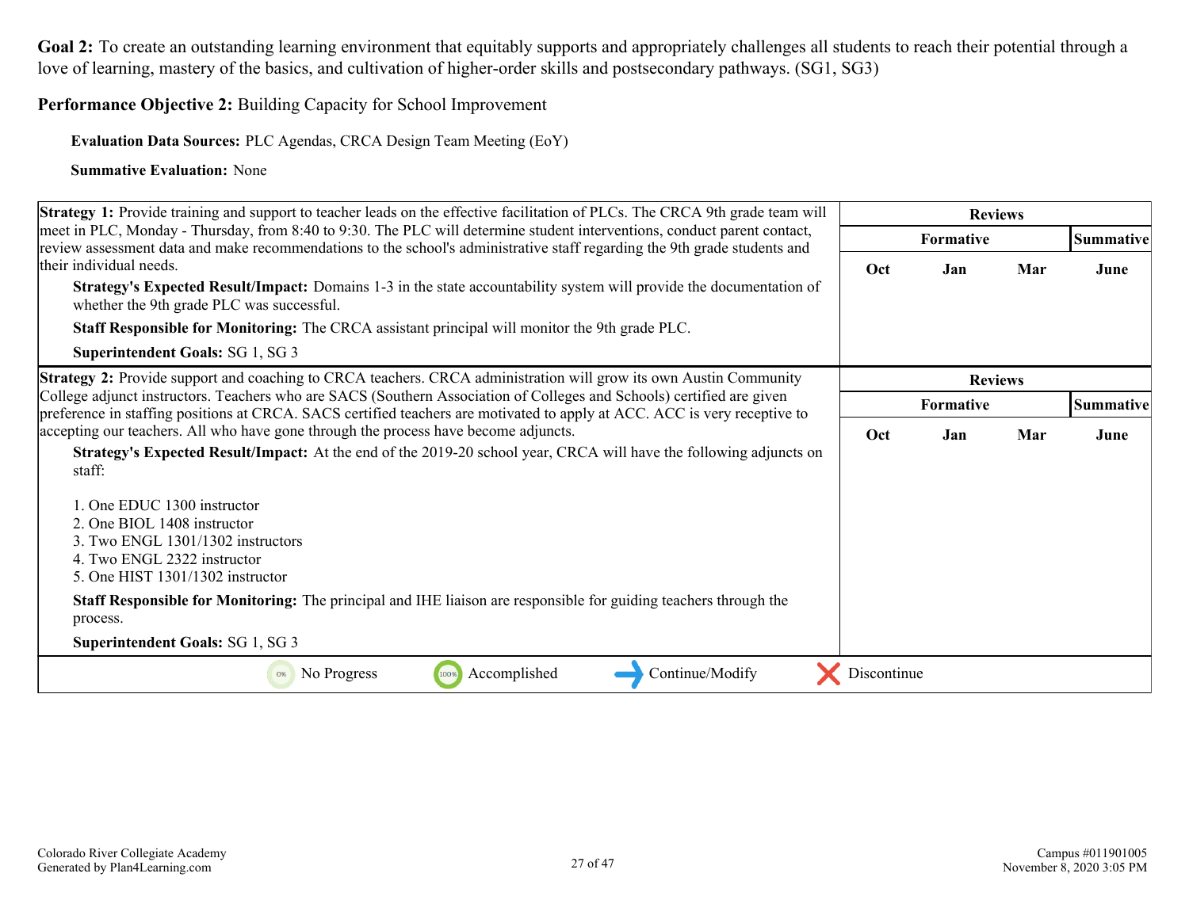**Goal 2:** To create an outstanding learning environment that equitably supports and appropriately challenges all students to reach their potential through a love of learning, mastery of the basics, and cultivation of higher-order skills and postsecondary pathways. (SG1, SG3)

**Performance Objective 2:** Building Capacity for School Improvement

**Evaluation Data Sources:** PLC Agendas, CRCA Design Team Meeting (EoY)

**Summative Evaluation:** None

| Strategy 1 | Reviews | | | |
|---|---|---|---|---|
| | Formative | | | Summative |
| **Strategy 1:** Provide training and support to teacher leads on the effective facilitation of PLCs. The CRCA 9th grade team will meet in PLC, Monday - Thursday, from 8:40 to 9:30. The PLC will determine student interventions, conduct parent contact, review assessment data and make recommendations to the school's administrative staff regarding the 9th grade students and their individual needs.<br><br>**Strategy's Expected Result/Impact:** Domains 1-3 in the state accountability system will provide the documentation of whether the 9th grade PLC was successful.<br><br>**Staff Responsible for Monitoring:** The CRCA assistant principal will monitor the 9th grade PLC.<br><br>**Superintendent Goals:** SG 1, SG 3 | Oct | Jan | Mar | June |

| Strategy 2 | Reviews | | | |
|---|---|---|---|---|
| | Formative | | | Summative |
| **Strategy 2:** Provide support and coaching to CRCA teachers. CRCA administration will grow its own Austin Community College adjunct instructors. Teachers who are SACS (Southern Association of Colleges and Schools) certified are given preference in staffing positions at CRCA. SACS certified teachers are motivated to apply at ACC. ACC is very receptive to accepting our teachers. All who have gone through the process have become adjuncts.<br><br>**Strategy's Expected Result/Impact:** At the end of the 2019-20 school year, CRCA will have the following adjuncts on staff:<br><br>1. One EDUC 1300 instructor<br>2. One BIOL 1408 instructor<br>3. Two ENGL 1301/1302 instructors<br>4. Two ENGL 2322 instructor<br>5. One HIST 1301/1302 instructor<br><br>**Staff Responsible for Monitoring:** The principal and IHE liaison are responsible for guiding teachers through the process.<br><br>**Superintendent Goals:** SG 1, SG 3 | Oct | Jan | Mar | June |

0% No Progress | 100% Accomplished | Continue/Modify | Discontinue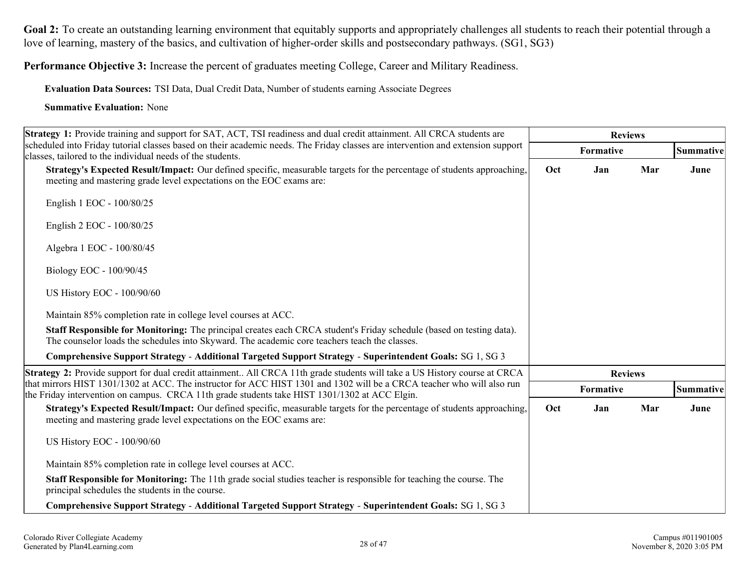**Goal 2:** To create an outstanding learning environment that equitably supports and appropriately challenges all students to reach their potential through a love of learning, mastery of the basics, and cultivation of higher-order skills and postsecondary pathways. (SG1, SG3)

**Performance Objective 3:** Increase the percent of graduates meeting College, Career and Military Readiness.

**Evaluation Data Sources:** TSI Data, Dual Credit Data, Number of students earning Associate Degrees

**Summative Evaluation:** None

| Strategy 1 Details | Reviews | | | |
|---|---|---|---|---|
| **Strategy 1:** Provide training and support for SAT, ACT, TSI readiness and dual credit attainment. All CRCA students are scheduled into Friday tutorial classes based on their academic needs. The Friday classes are intervention and extension support classes, tailored to the individual needs of the students. | Formative | | | Summative |
| **Strategy's Expected Result/Impact:** Our defined specific, measurable targets for the percentage of students approaching, meeting and mastering grade level expectations on the EOC exams are:<br><br>English 1 EOC - 100/80/25<br><br>English 2 EOC - 100/80/25<br><br>Algebra 1 EOC - 100/80/45<br><br>Biology EOC - 100/90/45<br><br>US History EOC - 100/90/60<br><br>Maintain 85% completion rate in college level courses at ACC.<br><br>**Staff Responsible for Monitoring:** The principal creates each CRCA student's Friday schedule (based on testing data). The counselor loads the schedules into Skyward. The academic core teachers teach the classes.<br><br>**Comprehensive Support Strategy** - **Additional Targeted Support Strategy** - **Superintendent Goals:** SG 1, SG 3 | Oct | Jan | Mar | June |

| Strategy 2 Details | Reviews | | | |
|---|---|---|---|---|
| **Strategy 2:** Provide support for dual credit attainment.. All CRCA 11th grade students will take a US History course at CRCA that mirrors HIST 1301/1302 at ACC. The instructor for ACC HIST 1301 and 1302 will be a CRCA teacher who will also run the Friday intervention on campus. CRCA 11th grade students take HIST 1301/1302 at ACC Elgin. | Formative | | | Summative |
| **Strategy's Expected Result/Impact:** Our defined specific, measurable targets for the percentage of students approaching, meeting and mastering grade level expectations on the EOC exams are:<br><br>US History EOC - 100/90/60<br><br>Maintain 85% completion rate in college level courses at ACC.<br><br>**Staff Responsible for Monitoring:** The 11th grade social studies teacher is responsible for teaching the course. The principal schedules the students in the course.<br><br>**Comprehensive Support Strategy** - **Additional Targeted Support Strategy** - **Superintendent Goals:** SG 1, SG 3 | Oct | Jan | Mar | June |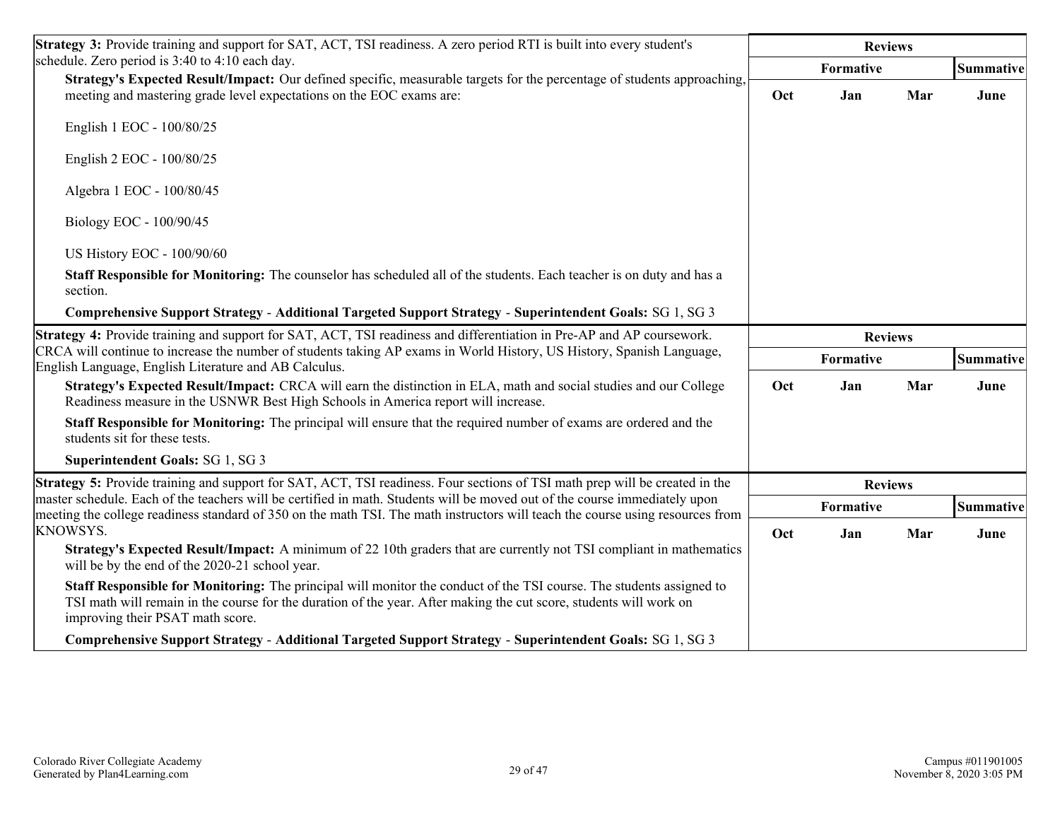**Strategy 3:** Provide training and support for SAT, ACT, TSI readiness. A zero period RTI is built into every student's schedule. Zero period is 3:40 to 4:10 each day.

**Strategy's Expected Result/Impact:** Our defined specific, measurable targets for the percentage of students approaching, meeting and mastering grade level expectations on the EOC exams are:

English 1 EOC - 100/80/25

English 2 EOC - 100/80/25

Algebra 1 EOC - 100/80/45

Biology EOC - 100/90/45

US History EOC - 100/90/60

**Staff Responsible for Monitoring:** The counselor has scheduled all of the students. Each teacher is on duty and has a section.

**Comprehensive Support Strategy** - **Additional Targeted Support Strategy** - **Superintendent Goals:** SG 1, SG 3

| Reviews | | | |
|---|---|---|---|
| Formative | | | Summative |
| Oct | Jan | Mar | June |
| | | | |

**Strategy 4:** Provide training and support for SAT, ACT, TSI readiness and differentiation in Pre-AP and AP coursework. CRCA will continue to increase the number of students taking AP exams in World History, US History, Spanish Language, English Language, English Literature and AB Calculus.

**Strategy's Expected Result/Impact:** CRCA will earn the distinction in ELA, math and social studies and our College Readiness measure in the USNWR Best High Schools in America report will increase.

**Staff Responsible for Monitoring:** The principal will ensure that the required number of exams are ordered and the students sit for these tests.

**Superintendent Goals:** SG 1, SG 3

| Reviews | | | |
|---|---|---|---|
| Formative | | | Summative |
| Oct | Jan | Mar | June |
| | | | |

**Strategy 5:** Provide training and support for SAT, ACT, TSI readiness. Four sections of TSI math prep will be created in the master schedule. Each of the teachers will be certified in math. Students will be moved out of the course immediately upon meeting the college readiness standard of 350 on the math TSI. The math instructors will teach the course using resources from KNOWSYS.

**Strategy's Expected Result/Impact:** A minimum of 22 10th graders that are currently not TSI compliant in mathematics will be by the end of the 2020-21 school year.

**Staff Responsible for Monitoring:** The principal will monitor the conduct of the TSI course. The students assigned to TSI math will remain in the course for the duration of the year. After making the cut score, students will work on improving their PSAT math score.

**Comprehensive Support Strategy** - **Additional Targeted Support Strategy** - **Superintendent Goals:** SG 1, SG 3

| Reviews | | | |
|---|---|---|---|
| Formative | | | Summative |
| Oct | Jan | Mar | June |
| | | | |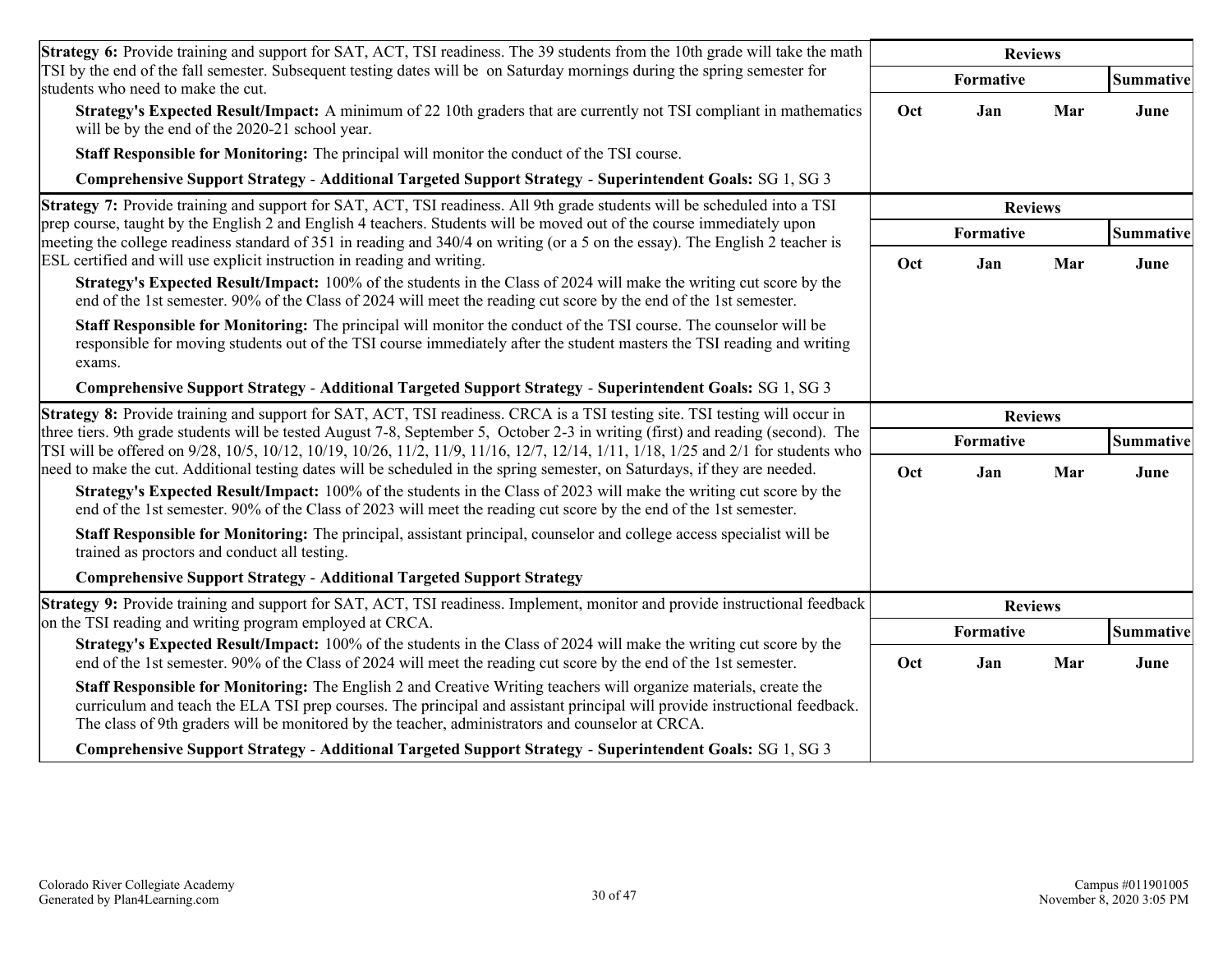**Strategy 6:** Provide training and support for SAT, ACT, TSI readiness. The 39 students from the 10th grade will take the math TSI by the end of the fall semester. Subsequent testing dates will be on Saturday mornings during the spring semester for students who need to make the cut.

**Strategy's Expected Result/Impact:** A minimum of 22 10th graders that are currently not TSI compliant in mathematics will be by the end of the 2020-21 school year.

**Staff Responsible for Monitoring:** The principal will monitor the conduct of the TSI course.

**Comprehensive Support Strategy** - **Additional Targeted Support Strategy** - **Superintendent Goals:** SG 1, SG 3

| Reviews | | | |
|---|---|---|---|
| Formative | | | Summative |
| Oct | Jan | Mar | June |
| | | | |

**Strategy 7:** Provide training and support for SAT, ACT, TSI readiness. All 9th grade students will be scheduled into a TSI prep course, taught by the English 2 and English 4 teachers. Students will be moved out of the course immediately upon meeting the college readiness standard of 351 in reading and 340/4 on writing (or a 5 on the essay). The English 2 teacher is ESL certified and will use explicit instruction in reading and writing.

**Strategy's Expected Result/Impact:** 100% of the students in the Class of 2024 will make the writing cut score by the end of the 1st semester. 90% of the Class of 2024 will meet the reading cut score by the end of the 1st semester.

**Staff Responsible for Monitoring:** The principal will monitor the conduct of the TSI course. The counselor will be responsible for moving students out of the TSI course immediately after the student masters the TSI reading and writing exams.

**Comprehensive Support Strategy** - **Additional Targeted Support Strategy** - **Superintendent Goals:** SG 1, SG 3

| Reviews | | | |
|---|---|---|---|
| Formative | | | Summative |
| Oct | Jan | Mar | June |
| | | | |

**Strategy 8:** Provide training and support for SAT, ACT, TSI readiness. CRCA is a TSI testing site. TSI testing will occur in three tiers. 9th grade students will be tested August 7-8, September 5, October 2-3 in writing (first) and reading (second). The TSI will be offered on 9/28, 10/5, 10/12, 10/19, 10/26, 11/2, 11/9, 11/16, 12/7, 12/14, 1/11, 1/18, 1/25 and 2/1 for students who need to make the cut. Additional testing dates will be scheduled in the spring semester, on Saturdays, if they are needed.

**Strategy's Expected Result/Impact:** 100% of the students in the Class of 2023 will make the writing cut score by the end of the 1st semester. 90% of the Class of 2023 will meet the reading cut score by the end of the 1st semester.

**Staff Responsible for Monitoring:** The principal, assistant principal, counselor and college access specialist will be trained as proctors and conduct all testing.

**Comprehensive Support Strategy** - **Additional Targeted Support Strategy**

| Reviews | | | |
|---|---|---|---|
| Formative | | | Summative |
| Oct | Jan | Mar | June |
| | | | |

**Strategy 9:** Provide training and support for SAT, ACT, TSI readiness. Implement, monitor and provide instructional feedback on the TSI reading and writing program employed at CRCA.

**Strategy's Expected Result/Impact:** 100% of the students in the Class of 2024 will make the writing cut score by the end of the 1st semester. 90% of the Class of 2024 will meet the reading cut score by the end of the 1st semester.

**Staff Responsible for Monitoring:** The English 2 and Creative Writing teachers will organize materials, create the curriculum and teach the ELA TSI prep courses. The principal and assistant principal will provide instructional feedback. The class of 9th graders will be monitored by the teacher, administrators and counselor at CRCA.

**Comprehensive Support Strategy** - **Additional Targeted Support Strategy** - **Superintendent Goals:** SG 1, SG 3

| Reviews | | | |
|---|---|---|---|
| Formative | | | Summative |
| Oct | Jan | Mar | June |
| | | | |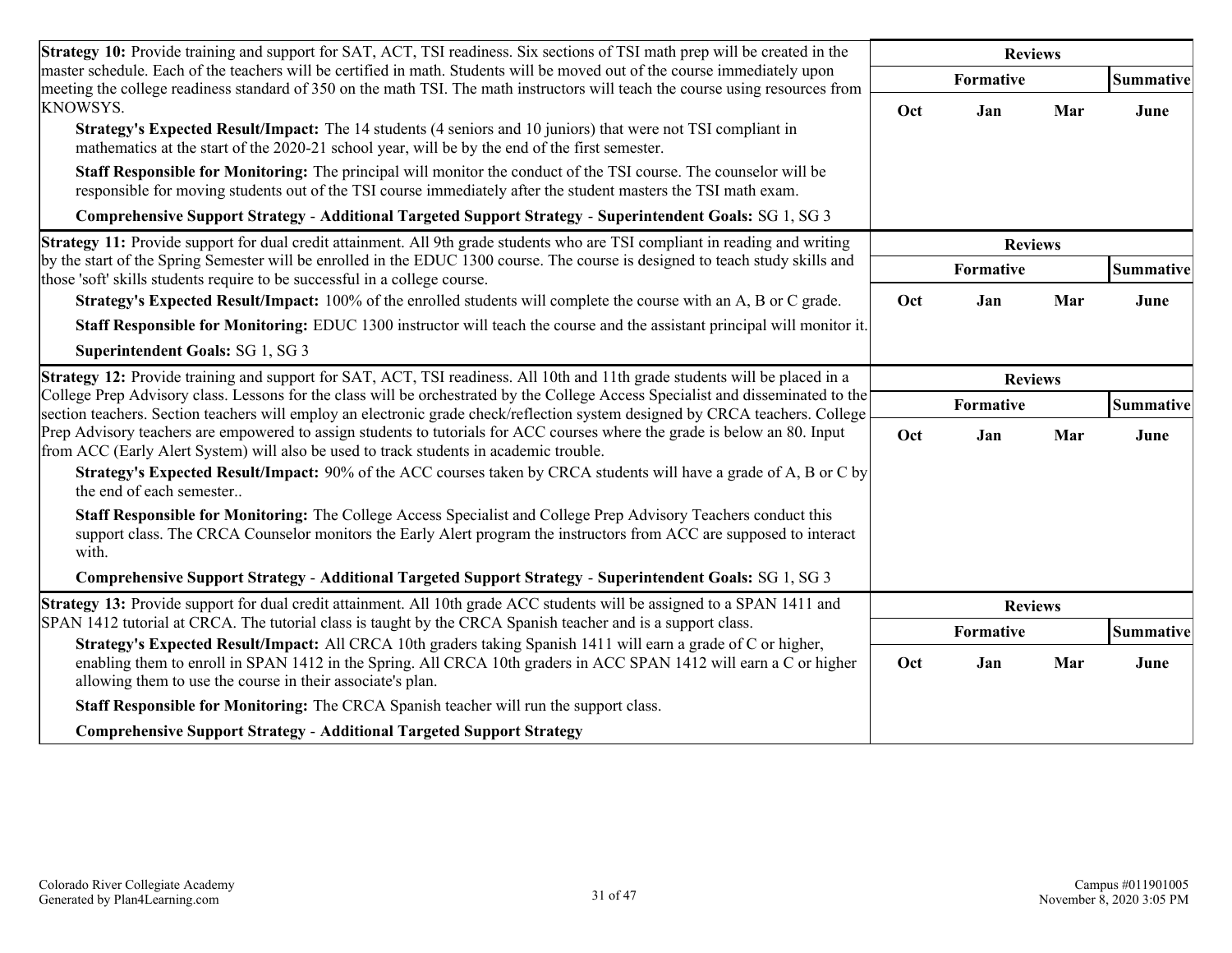| Strategy 10: Provide training and support for SAT, ACT, TSI readiness. Six sections of TSI math prep will be created in the master schedule. Each of the teachers will be certified in math. Students will be moved out of the course immediately upon meeting the college readiness standard of 350 on the math TSI. The math instructors will teach the course using resources from KNOWSYS. | Reviews | | | |
|---|---|---|---|---|
| | Formative | | | Summative |
| **Strategy's Expected Result/Impact:** The 14 students (4 seniors and 10 juniors) that were not TSI compliant in mathematics at the start of the 2020-21 school year, will be by the end of the first semester.<br>**Staff Responsible for Monitoring:** The principal will monitor the conduct of the TSI course. The counselor will be responsible for moving students out of the TSI course immediately after the student masters the TSI math exam.<br>**Comprehensive Support Strategy** - **Additional Targeted Support Strategy** - **Superintendent Goals:** SG 1, SG 3 | Oct | Jan | Mar | June |

| Strategy 11: Provide support for dual credit attainment. All 9th grade students who are TSI compliant in reading and writing by the start of the Spring Semester will be enrolled in the EDUC 1300 course. The course is designed to teach study skills and those 'soft' skills students require to be successful in a college course. | Reviews | | | |
|---|---|---|---|---|
| | Formative | | | Summative |
| **Strategy's Expected Result/Impact:** 100% of the enrolled students will complete the course with an A, B or C grade.<br>**Staff Responsible for Monitoring:** EDUC 1300 instructor will teach the course and the assistant principal will monitor it.<br>**Superintendent Goals:** SG 1, SG 3 | Oct | Jan | Mar | June |

| Strategy 12: Provide training and support for SAT, ACT, TSI readiness. All 10th and 11th grade students will be placed in a College Prep Advisory class. Lessons for the class will be orchestrated by the College Access Specialist and disseminated to the section teachers. Section teachers will employ an electronic grade check/reflection system designed by CRCA teachers. College Prep Advisory teachers are empowered to assign students to tutorials for ACC courses where the grade is below an 80. Input from ACC (Early Alert System) will also be used to track students in academic trouble. | Reviews | | | |
|---|---|---|---|---|
| | Formative | | | Summative |
| **Strategy's Expected Result/Impact:** 90% of the ACC courses taken by CRCA students will have a grade of A, B or C by the end of each semester..<br>**Staff Responsible for Monitoring:** The College Access Specialist and College Prep Advisory Teachers conduct this support class. The CRCA Counselor monitors the Early Alert program the instructors from ACC are supposed to interact with.<br>**Comprehensive Support Strategy** - **Additional Targeted Support Strategy** - **Superintendent Goals:** SG 1, SG 3 | Oct | Jan | Mar | June |

| Strategy 13: Provide support for dual credit attainment. All 10th grade ACC students will be assigned to a SPAN 1411 and SPAN 1412 tutorial at CRCA. The tutorial class is taught by the CRCA Spanish teacher and is a support class. | Reviews | | | |
|---|---|---|---|---|
| | Formative | | | Summative |
| **Strategy's Expected Result/Impact:** All CRCA 10th graders taking Spanish 1411 will earn a grade of C or higher, enabling them to enroll in SPAN 1412 in the Spring. All CRCA 10th graders in ACC SPAN 1412 will earn a C or higher allowing them to use the course in their associate's plan.<br>**Staff Responsible for Monitoring:** The CRCA Spanish teacher will run the support class.<br>**Comprehensive Support Strategy** - **Additional Targeted Support Strategy** | Oct | Jan | Mar | June |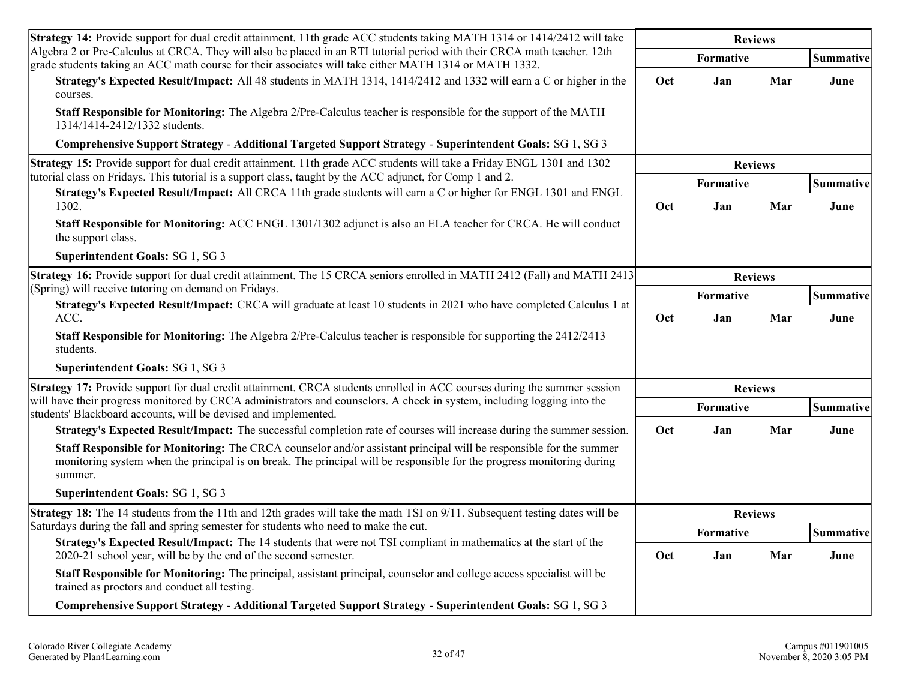**Strategy 14:** Provide support for dual credit attainment. 11th grade ACC students taking MATH 1314 or 1414/2412 will take Algebra 2 or Pre-Calculus at CRCA. They will also be placed in an RTI tutorial period with their CRCA math teacher. 12th grade students taking an ACC math course for their associates will take either MATH 1314 or MATH 1332.

**Strategy's Expected Result/Impact:** All 48 students in MATH 1314, 1414/2412 and 1332 will earn a C or higher in the courses.

**Staff Responsible for Monitoring:** The Algebra 2/Pre-Calculus teacher is responsible for the support of the MATH 1314/1414-2412/1332 students.

**Comprehensive Support Strategy** - **Additional Targeted Support Strategy** - **Superintendent Goals:** SG 1, SG 3

| Reviews | | | |
|---|---|---|---|
| Formative | | | Summative |
| Oct | Jan | Mar | June |
| | | | |

**Strategy 15:** Provide support for dual credit attainment. 11th grade ACC students will take a Friday ENGL 1301 and 1302 tutorial class on Fridays. This tutorial is a support class, taught by the ACC adjunct, for Comp 1 and 2.

**Strategy's Expected Result/Impact:** All CRCA 11th grade students will earn a C or higher for ENGL 1301 and ENGL 1302.

**Staff Responsible for Monitoring:** ACC ENGL 1301/1302 adjunct is also an ELA teacher for CRCA. He will conduct the support class.

**Superintendent Goals:** SG 1, SG 3

| Reviews | | | |
|---|---|---|---|
| Formative | | | Summative |
| Oct | Jan | Mar | June |
| | | | |

**Strategy 16:** Provide support for dual credit attainment. The 15 CRCA seniors enrolled in MATH 2412 (Fall) and MATH 2413 (Spring) will receive tutoring on demand on Fridays.

**Strategy's Expected Result/Impact:** CRCA will graduate at least 10 students in 2021 who have completed Calculus 1 at ACC.

**Staff Responsible for Monitoring:** The Algebra 2/Pre-Calculus teacher is responsible for supporting the 2412/2413 students.

**Superintendent Goals:** SG 1, SG 3

| Reviews | | | |
|---|---|---|---|
| Formative | | | Summative |
| Oct | Jan | Mar | June |
| | | | |

**Strategy 17:** Provide support for dual credit attainment. CRCA students enrolled in ACC courses during the summer session will have their progress monitored by CRCA administrators and counselors. A check in system, including logging into the students' Blackboard accounts, will be devised and implemented.

**Strategy's Expected Result/Impact:** The successful completion rate of courses will increase during the summer session.

**Staff Responsible for Monitoring:** The CRCA counselor and/or assistant principal will be responsible for the summer monitoring system when the principal is on break. The principal will be responsible for the progress monitoring during summer.

**Superintendent Goals:** SG 1, SG 3

| Reviews | | | |
|---|---|---|---|
| Formative | | | Summative |
| Oct | Jan | Mar | June |
| | | | |

**Strategy 18:** The 14 students from the 11th and 12th grades will take the math TSI on 9/11. Subsequent testing dates will be Saturdays during the fall and spring semester for students who need to make the cut.

**Strategy's Expected Result/Impact:** The 14 students that were not TSI compliant in mathematics at the start of the 2020-21 school year, will be by the end of the second semester.

**Staff Responsible for Monitoring:** The principal, assistant principal, counselor and college access specialist will be trained as proctors and conduct all testing.

**Comprehensive Support Strategy** - **Additional Targeted Support Strategy** - **Superintendent Goals:** SG 1, SG 3

| Reviews | | | |
|---|---|---|---|
| Formative | | | Summative |
| Oct | Jan | Mar | June |
| | | | |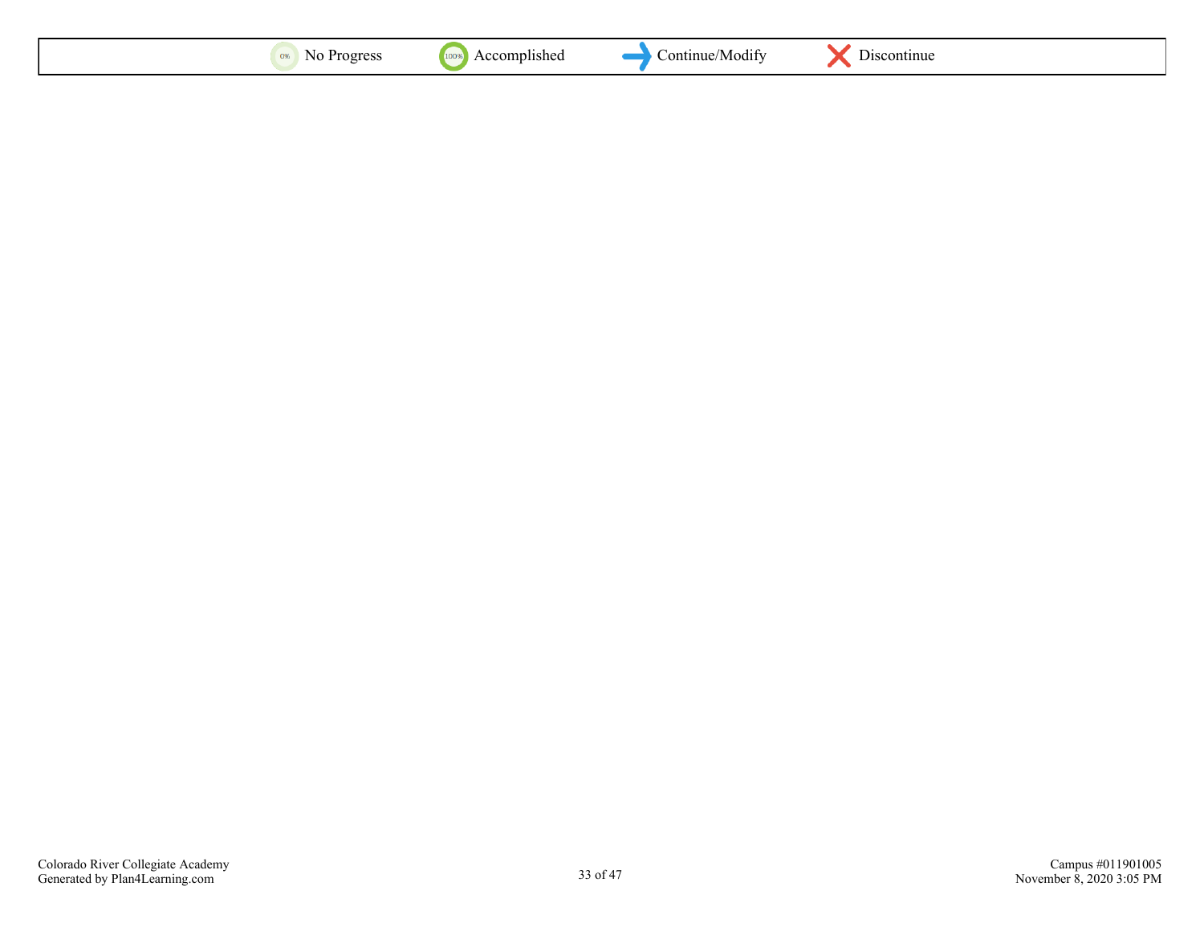| 0% No Progress | 100% Accomplished | Continue/Modify | Discontinue |
|---|---|---|---|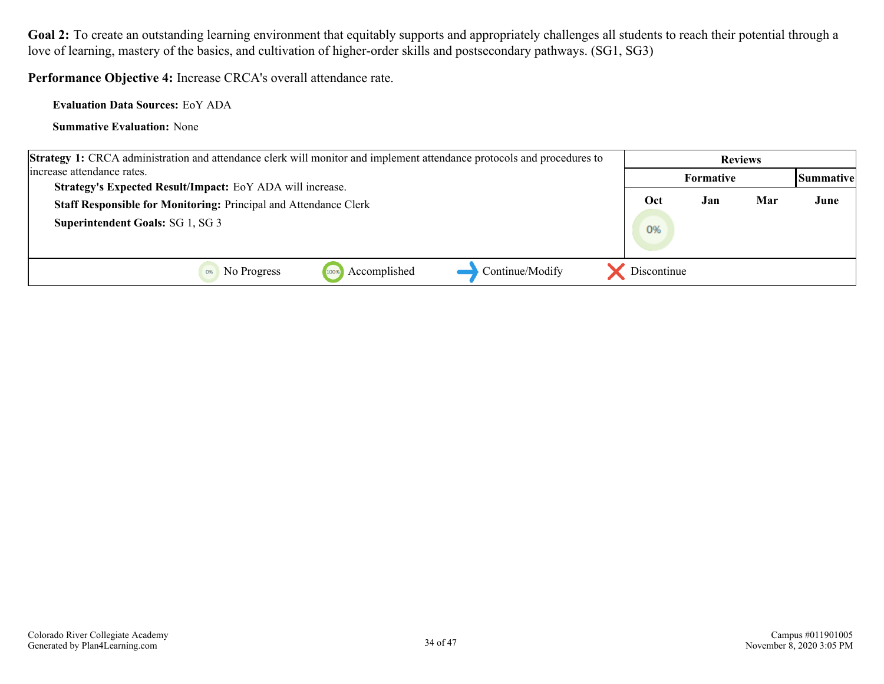**Goal 2:** To create an outstanding learning environment that equitably supports and appropriately challenges all students to reach their potential through a love of learning, mastery of the basics, and cultivation of higher-order skills and postsecondary pathways. (SG1, SG3)

**Performance Objective 4:** Increase CRCA's overall attendance rate.

**Evaluation Data Sources:** EoY ADA

**Summative Evaluation:** None

| Strategy 1 | Reviews | | | |
|---|---|---|---|---|
| | Formative | | | Summative |
| | Oct | Jan | Mar | June |
| **Strategy 1:** CRCA administration and attendance clerk will monitor and implement attendance protocols and procedures to increase attendance rates.<br>**Strategy's Expected Result/Impact:** EoY ADA will increase.<br>**Staff Responsible for Monitoring:** Principal and Attendance Clerk<br>**Superintendent Goals:** SG 1, SG 3 | 0% | | | |

0% No Progress | 100% Accomplished | → Continue/Modify | ✕ Discontinue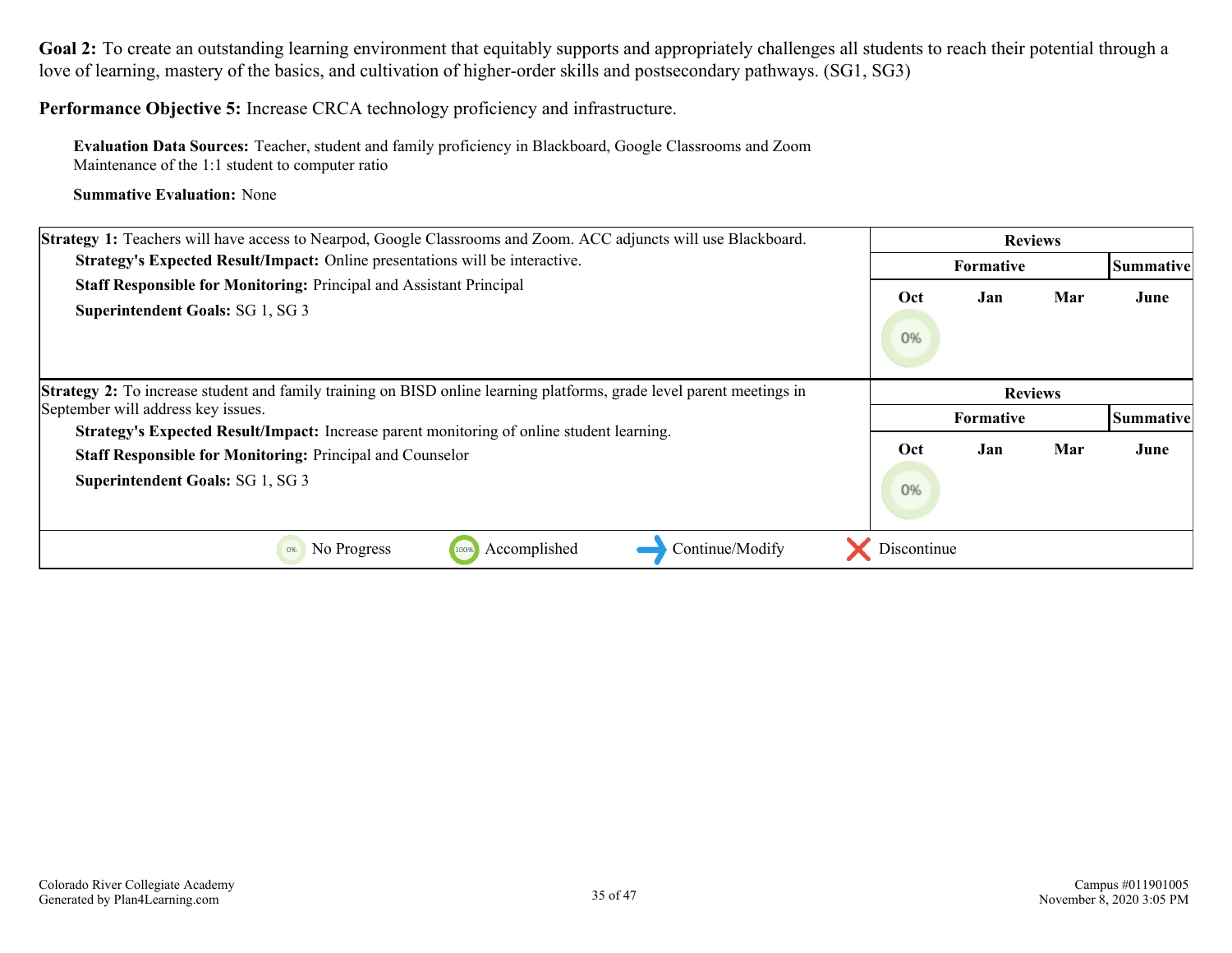**Goal 2:** To create an outstanding learning environment that equitably supports and appropriately challenges all students to reach their potential through a love of learning, mastery of the basics, and cultivation of higher-order skills and postsecondary pathways. (SG1, SG3)

**Performance Objective 5:** Increase CRCA technology proficiency and infrastructure.

**Evaluation Data Sources:** Teacher, student and family proficiency in Blackboard, Google Classrooms and Zoom
Maintenance of the 1:1 student to computer ratio

**Summative Evaluation:** None

| Strategy 1 | Reviews | | | |
|---|---|---|---|---|
| | Formative | | | Summative |
| **Strategy 1:** Teachers will have access to Nearpod, Google Classrooms and Zoom. ACC adjuncts will use Blackboard.<br>**Strategy's Expected Result/Impact:** Online presentations will be interactive.<br>**Staff Responsible for Monitoring:** Principal and Assistant Principal<br>**Superintendent Goals:** SG 1, SG 3 | Oct | Jan | Mar | June |
| | 0% | | | |

| Strategy 2 | Reviews | | | |
|---|---|---|---|---|
| | Formative | | | Summative |
| **Strategy 2:** To increase student and family training on BISD online learning platforms, grade level parent meetings in September will address key issues.<br>**Strategy's Expected Result/Impact:** Increase parent monitoring of online student learning.<br>**Staff Responsible for Monitoring:** Principal and Counselor<br>**Superintendent Goals:** SG 1, SG 3 | Oct | Jan | Mar | June |
| | 0% | | | |

0% No Progress | 100% Accomplished | → Continue/Modify | ✗ Discontinue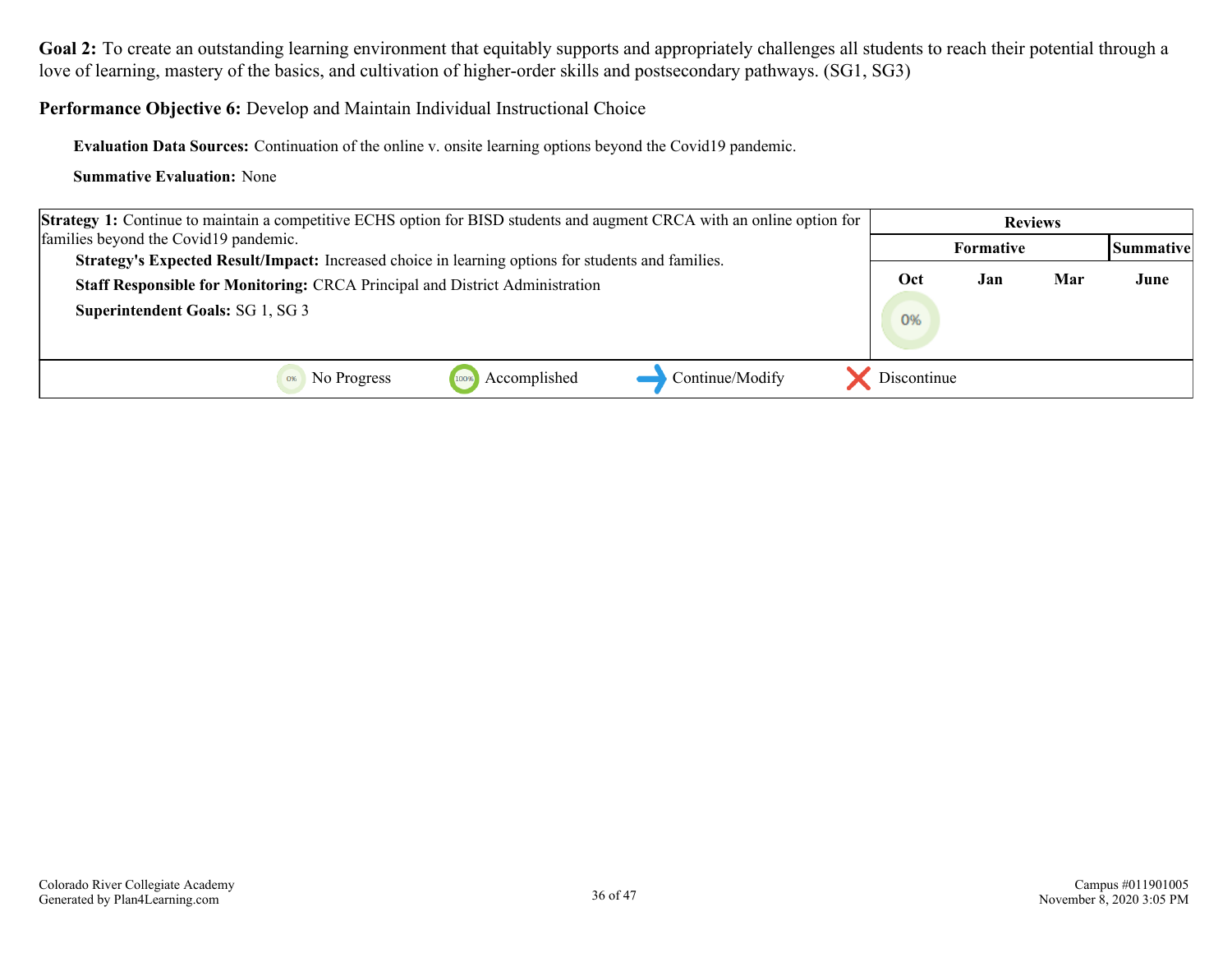**Goal 2:** To create an outstanding learning environment that equitably supports and appropriately challenges all students to reach their potential through a love of learning, mastery of the basics, and cultivation of higher-order skills and postsecondary pathways. (SG1, SG3)

**Performance Objective 6:** Develop and Maintain Individual Instructional Choice

**Evaluation Data Sources:** Continuation of the online v. onsite learning options beyond the Covid19 pandemic.

**Summative Evaluation:** None

| Strategy 1 | Reviews | | | |
|---|---|---|---|---|
| | Formative | | | Summative |
| | Oct | Jan | Mar | June |
| **Strategy 1:** Continue to maintain a competitive ECHS option for BISD students and augment CRCA with an online option for families beyond the Covid19 pandemic.<br>**Strategy's Expected Result/Impact:** Increased choice in learning options for students and families.<br>**Staff Responsible for Monitoring:** CRCA Principal and District Administration<br>**Superintendent Goals:** SG 1, SG 3 | 0% | | | |

0% No Progress | 100% Accomplished | → Continue/Modify | ✗ Discontinue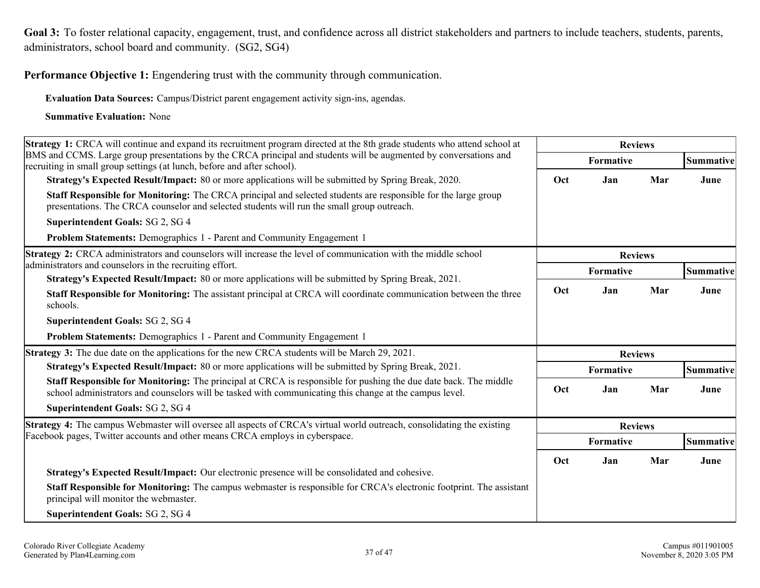**Goal 3:** To foster relational capacity, engagement, trust, and confidence across all district stakeholders and partners to include teachers, students, parents, administrators, school board and community. (SG2, SG4)

**Performance Objective 1:** Engendering trust with the community through communication.

**Evaluation Data Sources:** Campus/District parent engagement activity sign-ins, agendas.

**Summative Evaluation:** None

| Strategy 1 | Reviews | | | |
|---|---|---|---|---|
| | Formative | | | Summative |
| **Strategy 1:** CRCA will continue and expand its recruitment program directed at the 8th grade students who attend school at BMS and CCMS. Large group presentations by the CRCA principal and students will be augmented by conversations and recruiting in small group settings (at lunch, before and after school).<br>**Strategy's Expected Result/Impact:** 80 or more applications will be submitted by Spring Break, 2020.<br>**Staff Responsible for Monitoring:** The CRCA principal and selected students are responsible for the large group presentations. The CRCA counselor and selected students will run the small group outreach.<br>**Superintendent Goals:** SG 2, SG 4<br>**Problem Statements:** Demographics 1 - Parent and Community Engagement 1 | Oct | Jan | Mar | June |

| Strategy 2 | Reviews | | | |
|---|---|---|---|---|
| | Formative | | | Summative |
| **Strategy 2:** CRCA administrators and counselors will increase the level of communication with the middle school administrators and counselors in the recruiting effort.<br>**Strategy's Expected Result/Impact:** 80 or more applications will be submitted by Spring Break, 2021.<br>**Staff Responsible for Monitoring:** The assistant principal at CRCA will coordinate communication between the three schools.<br>**Superintendent Goals:** SG 2, SG 4<br>**Problem Statements:** Demographics 1 - Parent and Community Engagement 1 | Oct | Jan | Mar | June |

| Strategy 3 | Reviews | | | |
|---|---|---|---|---|
| | Formative | | | Summative |
| **Strategy 3:** The due date on the applications for the new CRCA students will be March 29, 2021.<br>**Strategy's Expected Result/Impact:** 80 or more applications will be submitted by Spring Break, 2021.<br>**Staff Responsible for Monitoring:** The principal at CRCA is responsible for pushing the due date back. The middle school administrators and counselors will be tasked with communicating this change at the campus level.<br>**Superintendent Goals:** SG 2, SG 4 | Oct | Jan | Mar | June |

| Strategy 4 | Reviews | | | |
|---|---|---|---|---|
| | Formative | | | Summative |
| **Strategy 4:** The campus Webmaster will oversee all aspects of CRCA's virtual world outreach, consolidating the existing Facebook pages, Twitter accounts and other means CRCA employs in cyberspace.<br>**Strategy's Expected Result/Impact:** Our electronic presence will be consolidated and cohesive.<br>**Staff Responsible for Monitoring:** The campus webmaster is responsible for CRCA's electronic footprint. The assistant principal will monitor the webmaster.<br>**Superintendent Goals:** SG 2, SG 4 | Oct | Jan | Mar | June |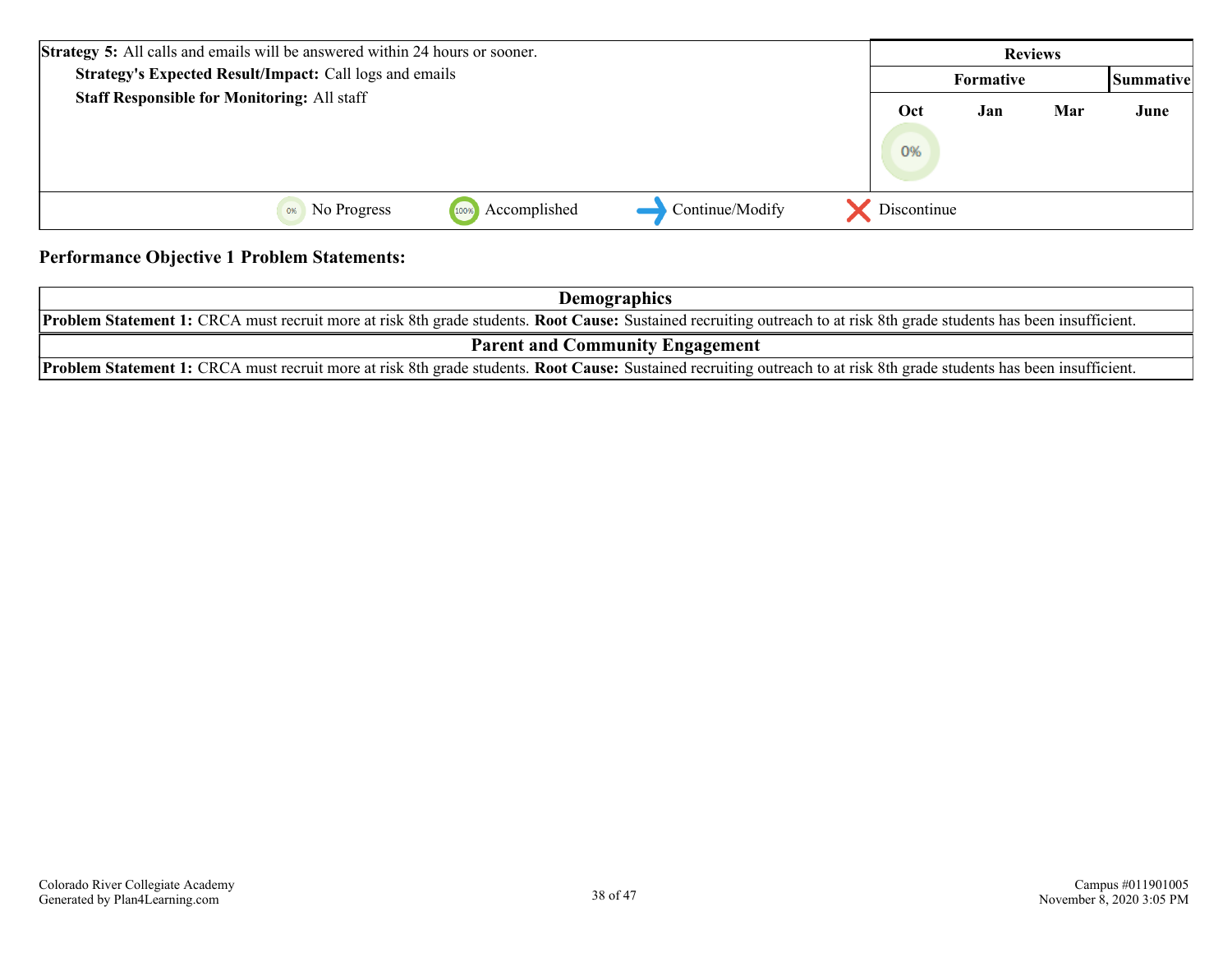| **Strategy 5:** All calls and emails will be answered within 24 hours or sooner.<br>**Strategy's Expected Result/Impact:** Call logs and emails<br>**Staff Responsible for Monitoring:** All staff | Reviews | | | |
|---|---|---|---|---|
| | Formative | | | Summative |
| | Oct | Jan | Mar | June |
| | 0% | | | |

0% No Progress | 100% Accomplished | Continue/Modify | Discontinue

**Performance Objective 1 Problem Statements:**

| Demographics |
|---|
| **Problem Statement 1:** CRCA must recruit more at risk 8th grade students. **Root Cause:** Sustained recruiting outreach to at risk 8th grade students has been insufficient. |

| Parent and Community Engagement |
|---|
| **Problem Statement 1:** CRCA must recruit more at risk 8th grade students. **Root Cause:** Sustained recruiting outreach to at risk 8th grade students has been insufficient. |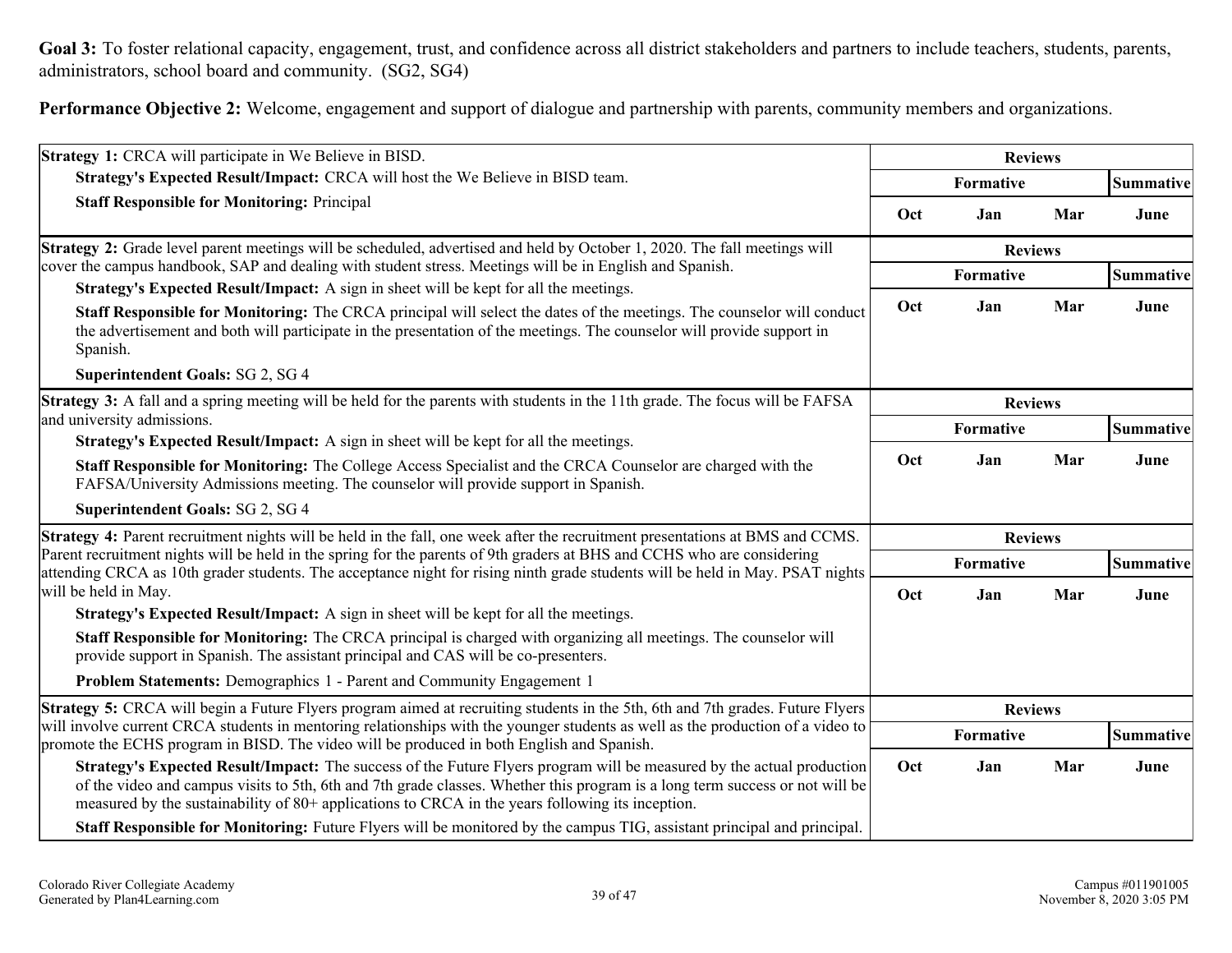**Goal 3:** To foster relational capacity, engagement, trust, and confidence across all district stakeholders and partners to include teachers, students, parents, administrators, school board and community. (SG2, SG4)

**Performance Objective 2:** Welcome, engagement and support of dialogue and partnership with parents, community members and organizations.

| Strategy | Reviews | | | |
|---|---|---|---|---|
| | Formative | | | Summative |
| **Strategy 1:** CRCA will participate in We Believe in BISD.<br>**Strategy's Expected Result/Impact:** CRCA will host the We Believe in BISD team.<br>**Staff Responsible for Monitoring:** Principal | Oct | Jan | Mar | June |

| Strategy | Reviews | | | |
|---|---|---|---|---|
| | Formative | | | Summative |
| **Strategy 2:** Grade level parent meetings will be scheduled, advertised and held by October 1, 2020. The fall meetings will cover the campus handbook, SAP and dealing with student stress. Meetings will be in English and Spanish.<br>**Strategy's Expected Result/Impact:** A sign in sheet will be kept for all the meetings.<br>**Staff Responsible for Monitoring:** The CRCA principal will select the dates of the meetings. The counselor will conduct the advertisement and both will participate in the presentation of the meetings. The counselor will provide support in Spanish.<br>**Superintendent Goals:** SG 2, SG 4 | Oct | Jan | Mar | June |

| Strategy | Reviews | | | |
|---|---|---|---|---|
| | Formative | | | Summative |
| **Strategy 3:** A fall and a spring meeting will be held for the parents with students in the 11th grade. The focus will be FAFSA and university admissions.<br>**Strategy's Expected Result/Impact:** A sign in sheet will be kept for all the meetings.<br>**Staff Responsible for Monitoring:** The College Access Specialist and the CRCA Counselor are charged with the FAFSA/University Admissions meeting. The counselor will provide support in Spanish.<br>**Superintendent Goals:** SG 2, SG 4 | Oct | Jan | Mar | June |

| Strategy | Reviews | | | |
|---|---|---|---|---|
| | Formative | | | Summative |
| **Strategy 4:** Parent recruitment nights will be held in the fall, one week after the recruitment presentations at BMS and CCMS. Parent recruitment nights will be held in the spring for the parents of 9th graders at BHS and CCHS who are considering attending CRCA as 10th grader students. The acceptance night for rising ninth grade students will be held in May. PSAT nights will be held in May.<br>**Strategy's Expected Result/Impact:** A sign in sheet will be kept for all the meetings.<br>**Staff Responsible for Monitoring:** The CRCA principal is charged with organizing all meetings. The counselor will provide support in Spanish. The assistant principal and CAS will be co-presenters.<br>**Problem Statements:** Demographics 1 - Parent and Community Engagement 1 | Oct | Jan | Mar | June |

| Strategy | Reviews | | | |
|---|---|---|---|---|
| | Formative | | | Summative |
| **Strategy 5:** CRCA will begin a Future Flyers program aimed at recruiting students in the 5th, 6th and 7th grades. Future Flyers will involve current CRCA students in mentoring relationships with the younger students as well as the production of a video to promote the ECHS program in BISD. The video will be produced in both English and Spanish.<br>**Strategy's Expected Result/Impact:** The success of the Future Flyers program will be measured by the actual production of the video and campus visits to 5th, 6th and 7th grade classes. Whether this program is a long term success or not will be measured by the sustainability of 80+ applications to CRCA in the years following its inception.<br>**Staff Responsible for Monitoring:** Future Flyers will be monitored by the campus TIG, assistant principal and principal. | Oct | Jan | Mar | June |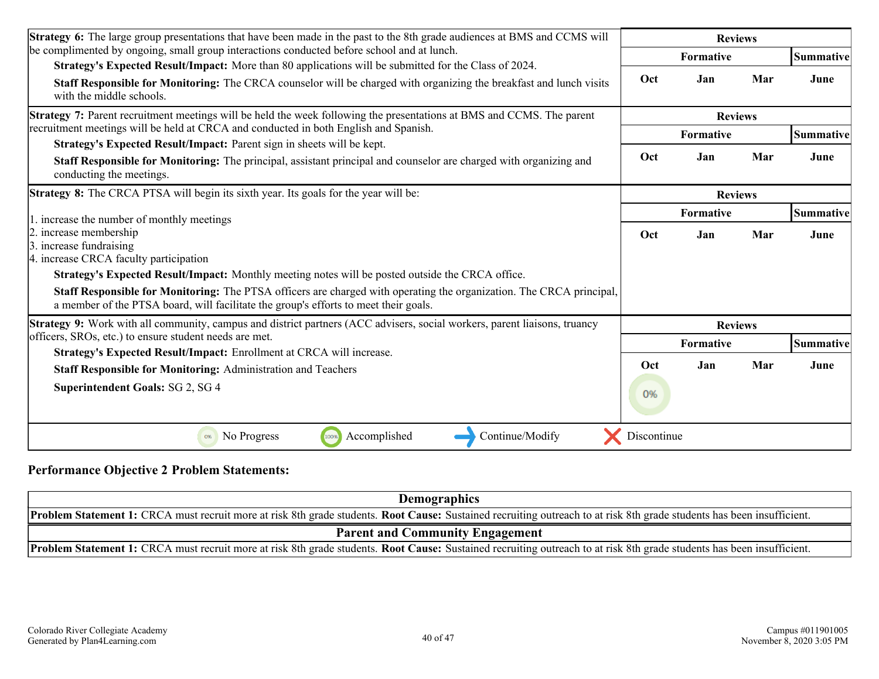| Strategy 6: The large group presentations that have been made in the past to the 8th grade audiences at BMS and CCMS will be complimented by ongoing, small group interactions conducted before school and at lunch. | Reviews | | | |
|---|---|---|---|---|
| **Strategy's Expected Result/Impact:** More than 80 applications will be submitted for the Class of 2024. | Formative | | | Summative |
| **Staff Responsible for Monitoring:** The CRCA counselor will be charged with organizing the breakfast and lunch visits with the middle schools. | Oct | Jan | Mar | June |

| Strategy 7: Parent recruitment meetings will be held the week following the presentations at BMS and CCMS. The parent recruitment meetings will be held at CRCA and conducted in both English and Spanish. | Reviews | | | |
|---|---|---|---|---|
| **Strategy's Expected Result/Impact:** Parent sign in sheets will be kept. | Formative | | | Summative |
| **Staff Responsible for Monitoring:** The principal, assistant principal and counselor are charged with organizing and conducting the meetings. | Oct | Jan | Mar | June |

| Strategy 8: The CRCA PTSA will begin its sixth year. Its goals for the year will be: | Reviews | | | |
|---|---|---|---|---|
| 1. increase the number of monthly meetings<br>2. increase membership<br>3. increase fundraising<br>4. increase CRCA faculty participation | Formative | | | Summative |
| **Strategy's Expected Result/Impact:** Monthly meeting notes will be posted outside the CRCA office.<br>**Staff Responsible for Monitoring:** The PTSA officers are charged with operating the organization. The CRCA principal, a member of the PTSA board, will facilitate the group's efforts to meet their goals. | Oct | Jan | Mar | June |

| Strategy 9: Work with all community, campus and district partners (ACC advisers, social workers, parent liaisons, truancy officers, SROs, etc.) to ensure student needs are met. | Reviews | | | |
|---|---|---|---|---|
| **Strategy's Expected Result/Impact:** Enrollment at CRCA will increase.<br>**Staff Responsible for Monitoring:** Administration and Teachers | Formative | | | Summative |
| **Superintendent Goals:** SG 2, SG 4 | Oct | Jan | Mar | June |
| | 0% | | | |

0% No Progress | 100% Accomplished | → Continue/Modify | ✗ Discontinue

**Performance Objective 2 Problem Statements:**

| Demographics |
|---|
| **Problem Statement 1:** CRCA must recruit more at risk 8th grade students. **Root Cause:** Sustained recruiting outreach to at risk 8th grade students has been insufficient. |

| Parent and Community Engagement |
|---|
| **Problem Statement 1:** CRCA must recruit more at risk 8th grade students. **Root Cause:** Sustained recruiting outreach to at risk 8th grade students has been insufficient. |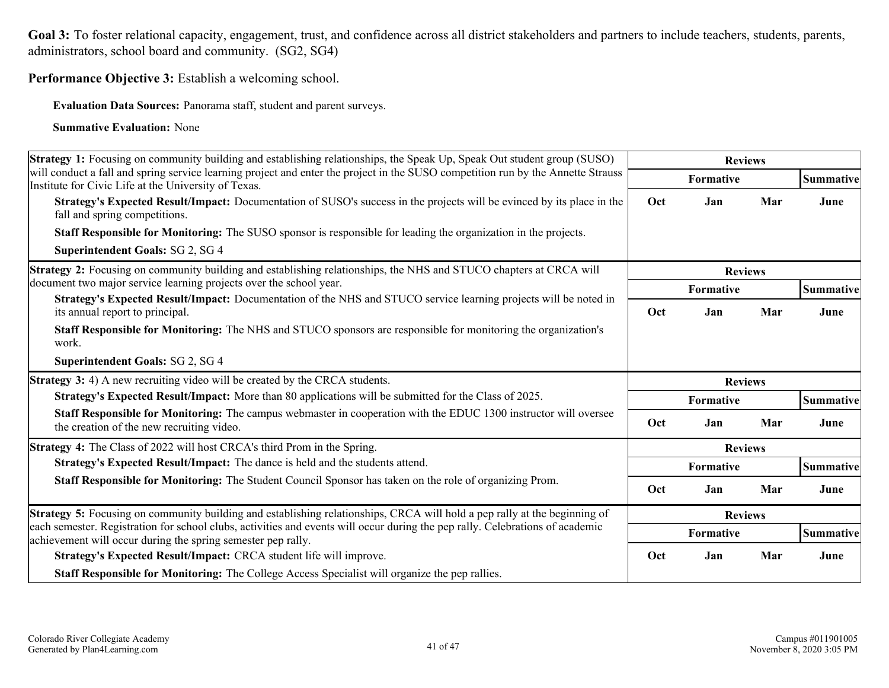**Goal 3:** To foster relational capacity, engagement, trust, and confidence across all district stakeholders and partners to include teachers, students, parents, administrators, school board and community. (SG2, SG4)

**Performance Objective 3:** Establish a welcoming school.

**Evaluation Data Sources:** Panorama staff, student and parent surveys.

**Summative Evaluation:** None

| Strategy | Reviews | | | |
|---|---|---|---|---|
| | Formative | | | Summative |
| | Oct | Jan | Mar | June |
| **Strategy 1:** Focusing on community building and establishing relationships, the Speak Up, Speak Out student group (SUSO) will conduct a fall and spring service learning project and enter the project in the SUSO competition run by the Annette Strauss Institute for Civic Life at the University of Texas.<br>**Strategy's Expected Result/Impact:** Documentation of SUSO's success in the projects will be evinced by its place in the fall and spring competitions.<br>**Staff Responsible for Monitoring:** The SUSO sponsor is responsible for leading the organization in the projects.<br>**Superintendent Goals:** SG 2, SG 4 | | | | |

| Strategy | Reviews | | | |
|---|---|---|---|---|
| | Formative | | | Summative |
| | Oct | Jan | Mar | June |
| **Strategy 2:** Focusing on community building and establishing relationships, the NHS and STUCO chapters at CRCA will document two major service learning projects over the school year.<br>**Strategy's Expected Result/Impact:** Documentation of the NHS and STUCO service learning projects will be noted in its annual report to principal.<br>**Staff Responsible for Monitoring:** The NHS and STUCO sponsors are responsible for monitoring the organization's work.<br>**Superintendent Goals:** SG 2, SG 4 | | | | |

| Strategy | Reviews | | | |
|---|---|---|---|---|
| | Formative | | | Summative |
| | Oct | Jan | Mar | June |
| **Strategy 3:** 4) A new recruiting video will be created by the CRCA students.<br>**Strategy's Expected Result/Impact:** More than 80 applications will be submitted for the Class of 2025.<br>**Staff Responsible for Monitoring:** The campus webmaster in cooperation with the EDUC 1300 instructor will oversee the creation of the new recruiting video. | | | | |

| Strategy | Reviews | | | |
|---|---|---|---|---|
| | Formative | | | Summative |
| | Oct | Jan | Mar | June |
| **Strategy 4:** The Class of 2022 will host CRCA's third Prom in the Spring.<br>**Strategy's Expected Result/Impact:** The dance is held and the students attend.<br>**Staff Responsible for Monitoring:** The Student Council Sponsor has taken on the role of organizing Prom. | | | | |

| Strategy | Reviews | | | |
|---|---|---|---|---|
| | Formative | | | Summative |
| | Oct | Jan | Mar | June |
| **Strategy 5:** Focusing on community building and establishing relationships, CRCA will hold a pep rally at the beginning of each semester. Registration for school clubs, activities and events will occur during the pep rally. Celebrations of academic achievement will occur during the spring semester pep rally.<br>**Strategy's Expected Result/Impact:** CRCA student life will improve.<br>**Staff Responsible for Monitoring:** The College Access Specialist will organize the pep rallies. | | | | |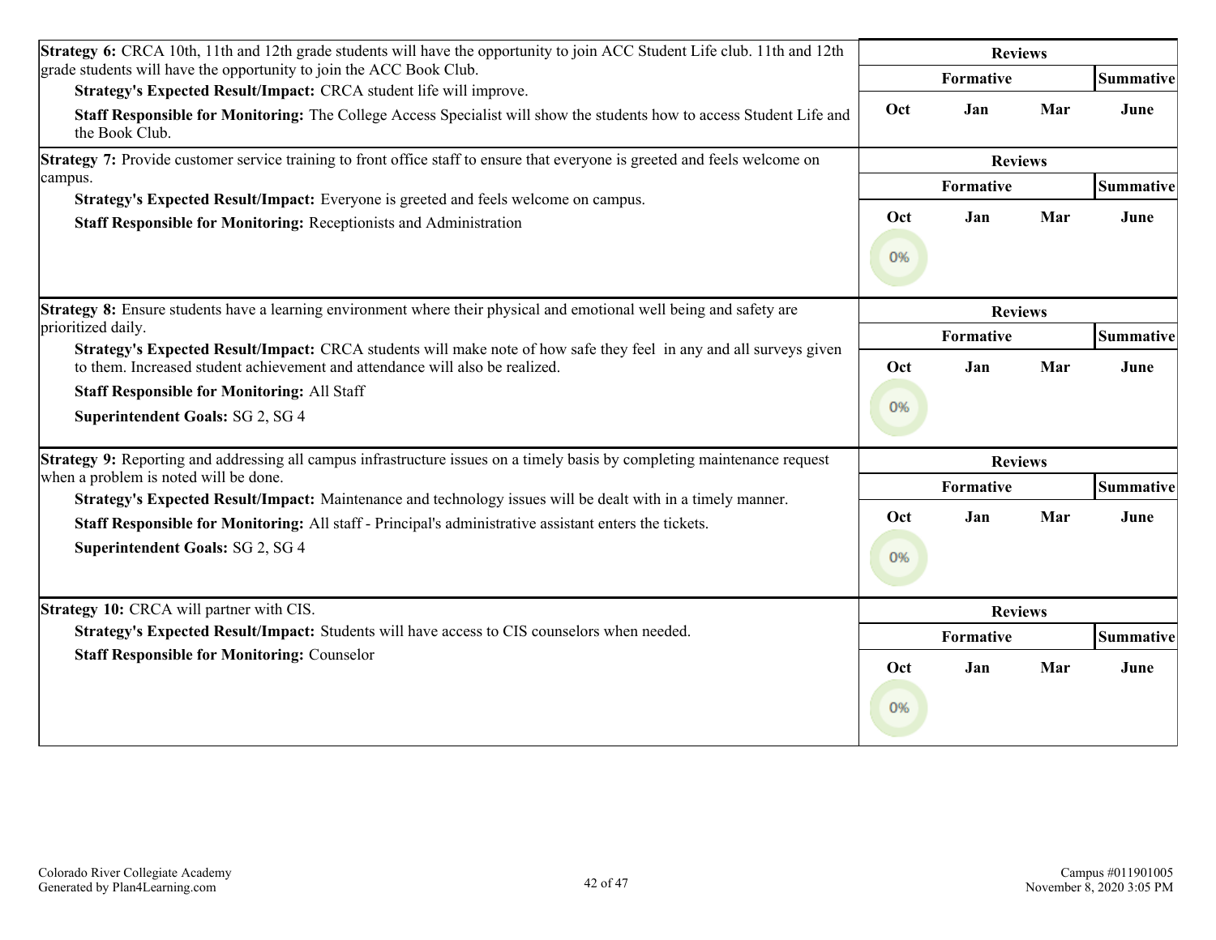| Strategy 6: CRCA 10th, 11th and 12th grade students will have the opportunity to join ACC Student Life club. 11th and 12th grade students will have the opportunity to join the ACC Book Club. | Reviews | | | |
|---|---|---|---|---|
| **Strategy's Expected Result/Impact:** CRCA student life will improve. | Formative | | | Summative |
| **Staff Responsible for Monitoring:** The College Access Specialist will show the students how to access Student Life and the Book Club. | Oct | Jan | Mar | June |

| Strategy 7: Provide customer service training to front office staff to ensure that everyone is greeted and feels welcome on campus. | Reviews | | | |
|---|---|---|---|---|
| **Strategy's Expected Result/Impact:** Everyone is greeted and feels welcome on campus. | Formative | | | Summative |
| **Staff Responsible for Monitoring:** Receptionists and Administration | Oct | Jan | Mar | June |
| | 0% | | | |

| Strategy 8: Ensure students have a learning environment where their physical and emotional well being and safety are prioritized daily. | Reviews | | | |
|---|---|---|---|---|
| **Strategy's Expected Result/Impact:** CRCA students will make note of how safe they feel in any and all surveys given to them. Increased student achievement and attendance will also be realized. | Formative | | | Summative |
| **Staff Responsible for Monitoring:** All Staff<br>**Superintendent Goals:** SG 2, SG 4 | Oct | Jan | Mar | June |
| | 0% | | | |

| Strategy 9: Reporting and addressing all campus infrastructure issues on a timely basis by completing maintenance request when a problem is noted will be done. | Reviews | | | |
|---|---|---|---|---|
| **Strategy's Expected Result/Impact:** Maintenance and technology issues will be dealt with in a timely manner. | Formative | | | Summative |
| **Staff Responsible for Monitoring:** All staff - Principal's administrative assistant enters the tickets.<br>**Superintendent Goals:** SG 2, SG 4 | Oct | Jan | Mar | June |
| | 0% | | | |

| Strategy 10: CRCA will partner with CIS. | Reviews | | | |
|---|---|---|---|---|
| **Strategy's Expected Result/Impact:** Students will have access to CIS counselors when needed. | Formative | | | Summative |
| **Staff Responsible for Monitoring:** Counselor | Oct | Jan | Mar | June |
| | 0% | | | |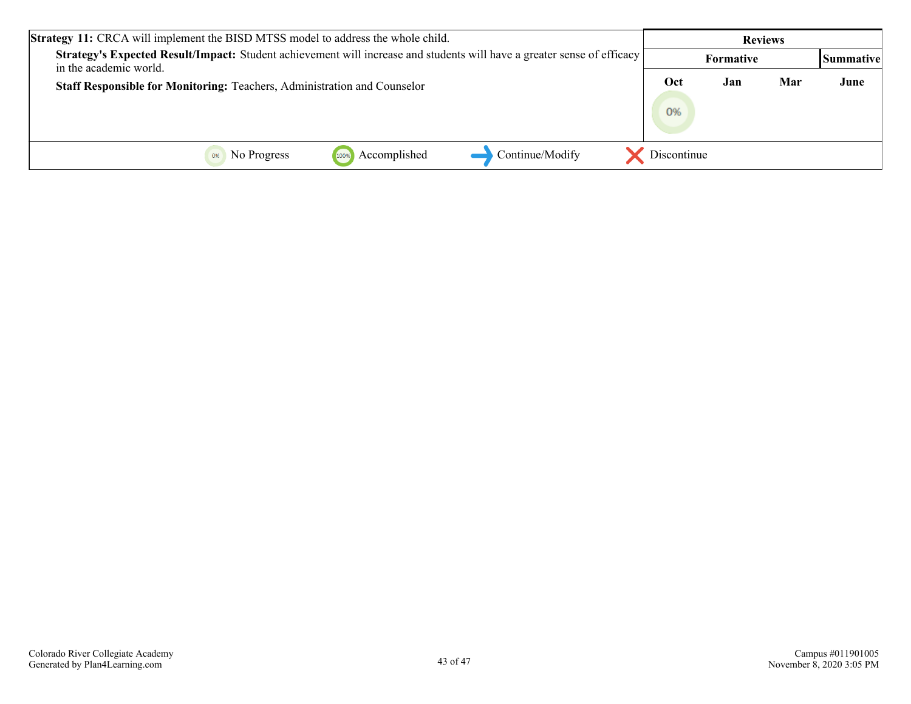| Strategy 11: CRCA will implement the BISD MTSS model to address the whole child. | Reviews | | | |
|---|---|---|---|---|
| | Formative | | | Summative |
| **Strategy's Expected Result/Impact:** Student achievement will increase and students will have a greater sense of efficacy in the academic world.<br>**Staff Responsible for Monitoring:** Teachers, Administration and Counselor | Oct | Jan | Mar | June |
| | 0% | | | |

0% No Progress | 100% Accomplished | → Continue/Modify | ✕ Discontinue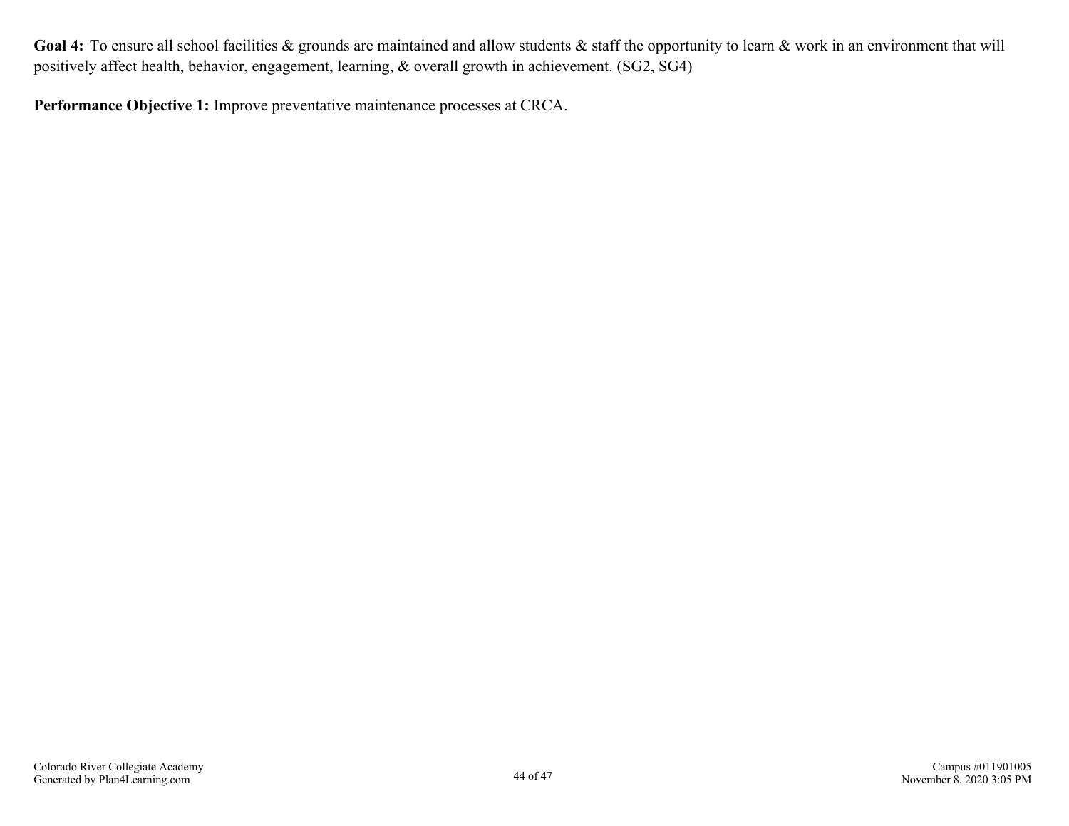**Goal 4:** To ensure all school facilities & grounds are maintained and allow students & staff the opportunity to learn & work in an environment that will positively affect health, behavior, engagement, learning, & overall growth in achievement. (SG2, SG4)

**Performance Objective 1:** Improve preventative maintenance processes at CRCA.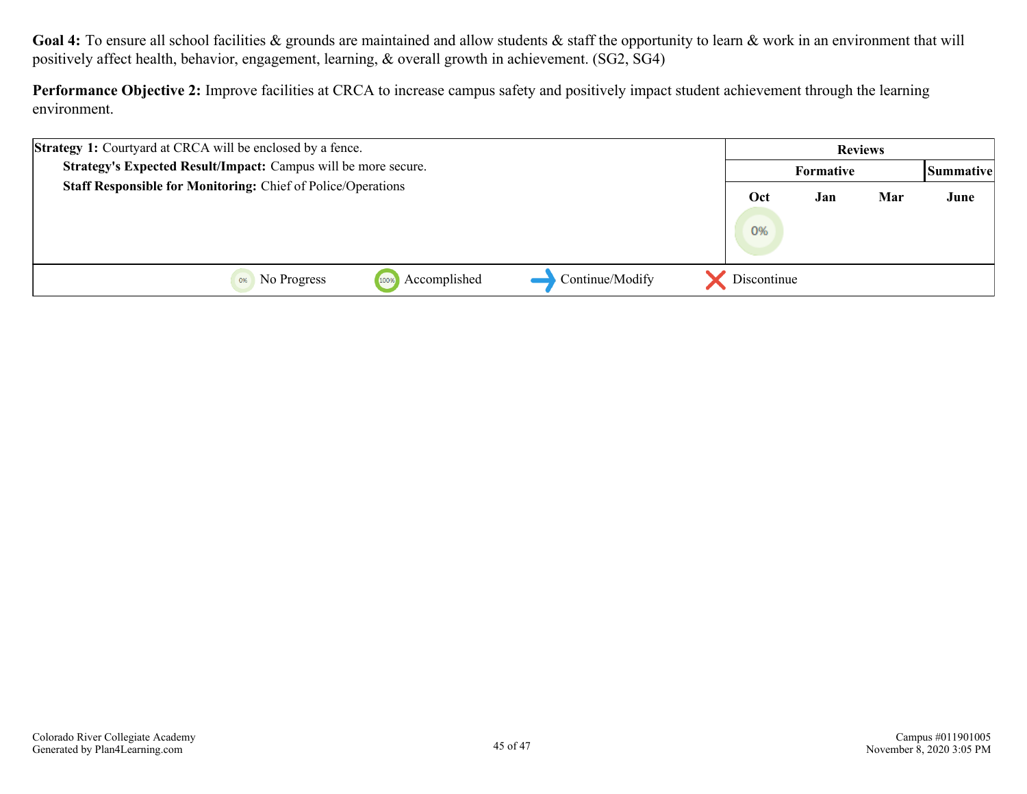**Goal 4:** To ensure all school facilities & grounds are maintained and allow students & staff the opportunity to learn & work in an environment that will positively affect health, behavior, engagement, learning, & overall growth in achievement. (SG2, SG4)

**Performance Objective 2:** Improve facilities at CRCA to increase campus safety and positively impact student achievement through the learning environment.

| Strategy 1 | Reviews | | | |
|---|---|---|---|---|
| | Formative | | | Summative |
| | Oct | Jan | Mar | June |
| **Strategy 1:** Courtyard at CRCA will be enclosed by a fence.<br>**Strategy's Expected Result/Impact:** Campus will be more secure.<br>**Staff Responsible for Monitoring:** Chief of Police/Operations | 0% | | | |

0% No Progress | 100% Accomplished | → Continue/Modify | ✗ Discontinue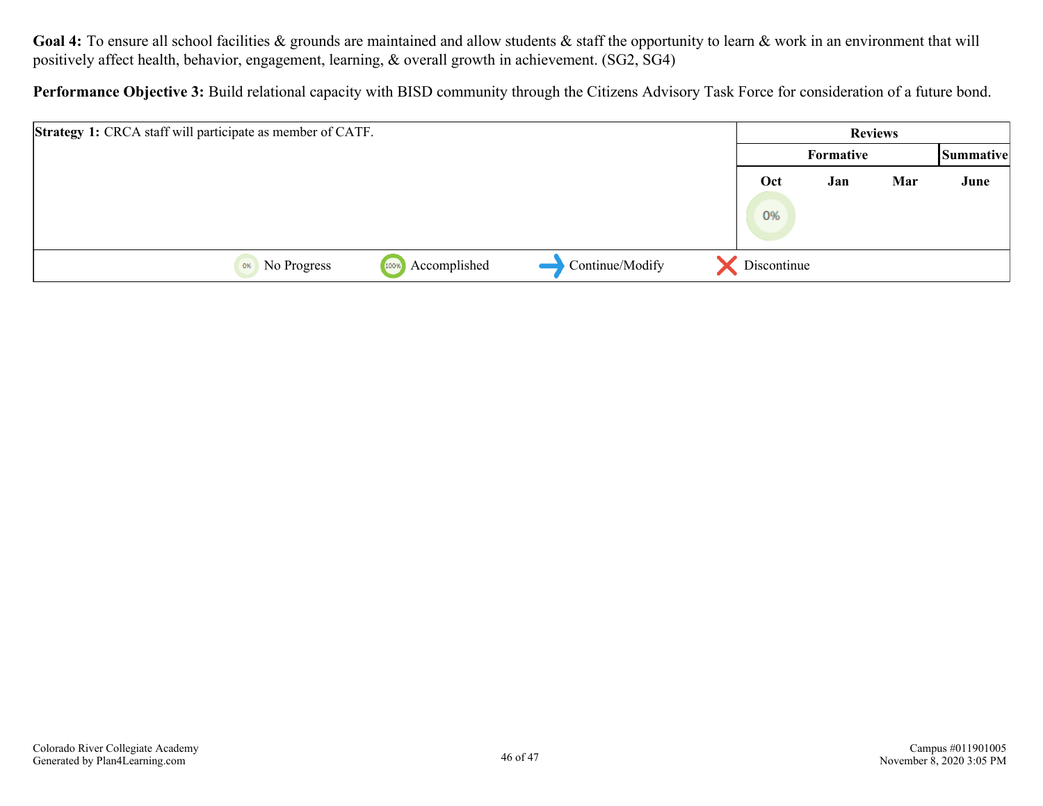**Goal 4:** To ensure all school facilities & grounds are maintained and allow students & staff the opportunity to learn & work in an environment that will positively affect health, behavior, engagement, learning, & overall growth in achievement. (SG2, SG4)

**Performance Objective 3:** Build relational capacity with BISD community through the Citizens Advisory Task Force for consideration of a future bond.

| **Strategy 1:** CRCA staff will participate as member of CATF. | Reviews | | | |
|---|---|---|---|---|
| | Formative | | | Summative |
| | Oct | Jan | Mar | June |
| | 0% | | | |

0% No Progress | 100% Accomplished | ➜ Continue/Modify | ✕ Discontinue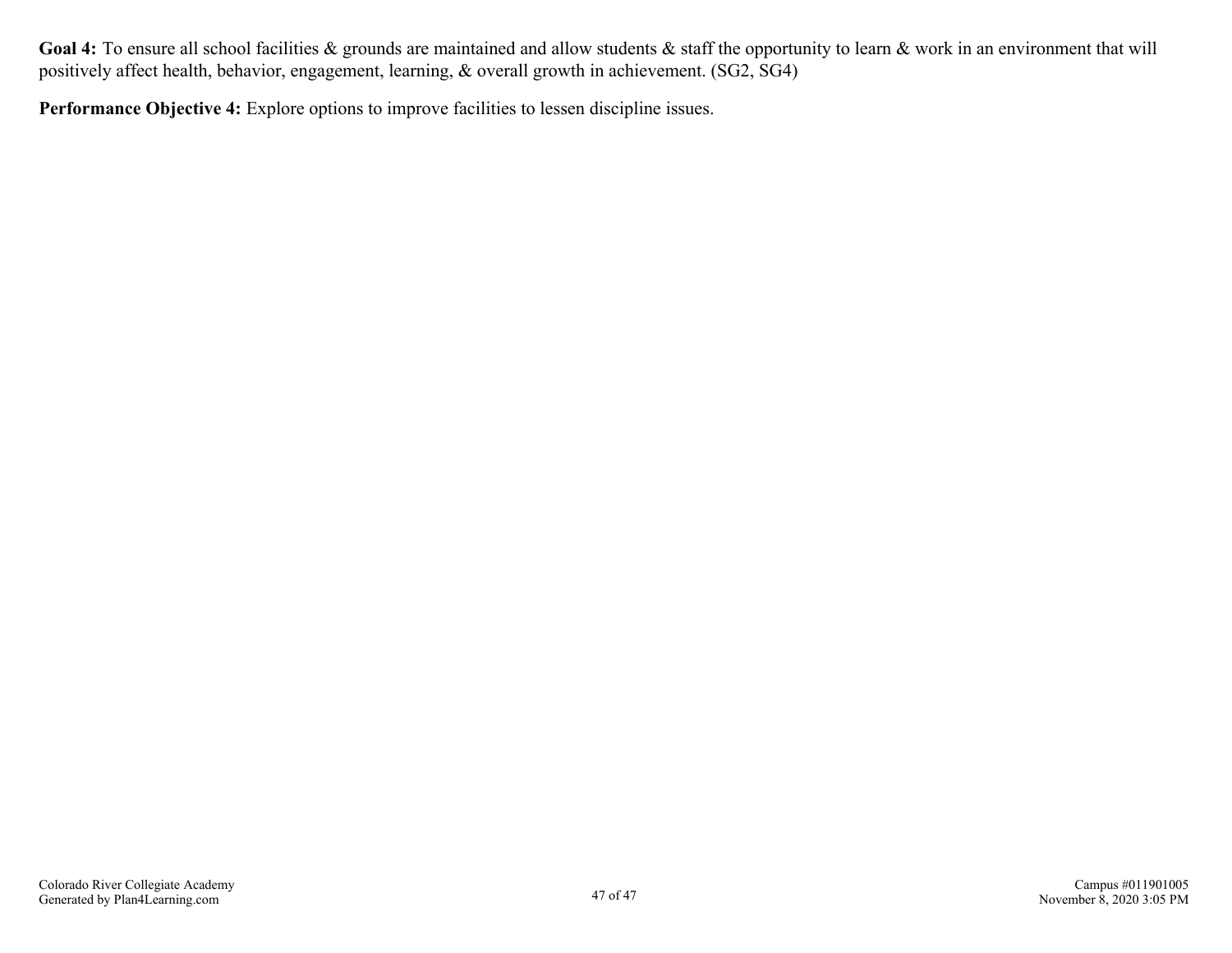**Goal 4:** To ensure all school facilities & grounds are maintained and allow students & staff the opportunity to learn & work in an environment that will positively affect health, behavior, engagement, learning, & overall growth in achievement. (SG2, SG4)

**Performance Objective 4:** Explore options to improve facilities to lessen discipline issues.